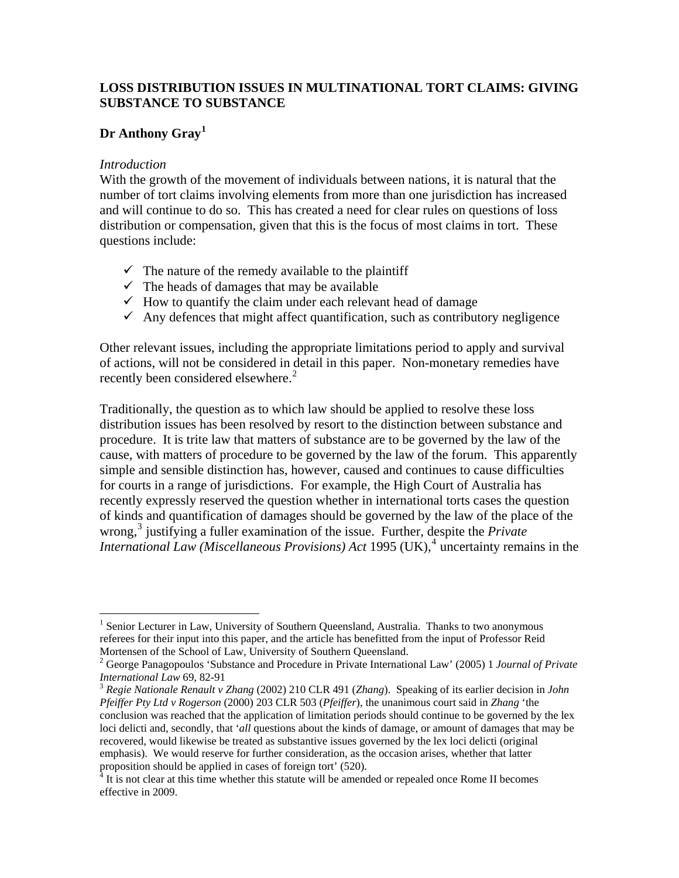# LOSS DISTRIBUTION ISSUES IN MULTINATIONAL TORT CLAIMS: GIVING SUBSTANCE TO SUBSTANCE

**Dr Anthony Gray**[1]

*Introduction*

With the growth of the movement of individuals between nations, it is natural that the number of tort claims involving elements from more than one jurisdiction has increased and will continue to do so. This has created a need for clear rules on questions of loss distribution or compensation, given that this is the focus of most claims in tort. These questions include:

- ✓ The nature of the remedy available to the plaintiff
- ✓ The heads of damages that may be available
- ✓ How to quantify the claim under each relevant head of damage
- ✓ Any defences that might affect quantification, such as contributory negligence

Other relevant issues, including the appropriate limitations period to apply and survival of actions, will not be considered in detail in this paper. Non-monetary remedies have recently been considered elsewhere.[2]

Traditionally, the question as to which law should be applied to resolve these loss distribution issues has been resolved by resort to the distinction between substance and procedure. It is trite law that matters of substance are to be governed by the law of the cause, with matters of procedure to be governed by the law of the forum. This apparently simple and sensible distinction has, however, caused and continues to cause difficulties for courts in a range of jurisdictions. For example, the High Court of Australia has recently expressly reserved the question whether in international torts cases the question of kinds and quantification of damages should be governed by the law of the place of the wrong,[3] justifying a fuller examination of the issue. Further, despite the *Private International Law (Miscellaneous Provisions) Act* 1995 (UK),[4] uncertainty remains in the

---

[1] Senior Lecturer in Law, University of Southern Queensland, Australia. Thanks to two anonymous referees for their input into this paper, and the article has benefitted from the input of Professor Reid Mortensen of the School of Law, University of Southern Queensland.

[2] George Panagopoulos 'Substance and Procedure in Private International Law' (2005) 1 *Journal of Private International Law* 69, 82-91

[3] *Regie Nationale Renault v Zhang* (2002) 210 CLR 491 (*Zhang*). Speaking of its earlier decision in *John Pfeiffer Pty Ltd v Rogerson* (2000) 203 CLR 503 (*Pfeiffer*), the unanimous court said in *Zhang* 'the conclusion was reached that the application of limitation periods should continue to be governed by the lex loci delicti and, secondly, that '*all* questions about the kinds of damage, or amount of damages that may be recovered, would likewise be treated as substantive issues governed by the lex loci delicti (original emphasis). We would reserve for further consideration, as the occasion arises, whether that latter proposition should be applied in cases of foreign tort' (520).

[4] It is not clear at this time whether this statute will be amended or repealed once Rome II becomes effective in 2009.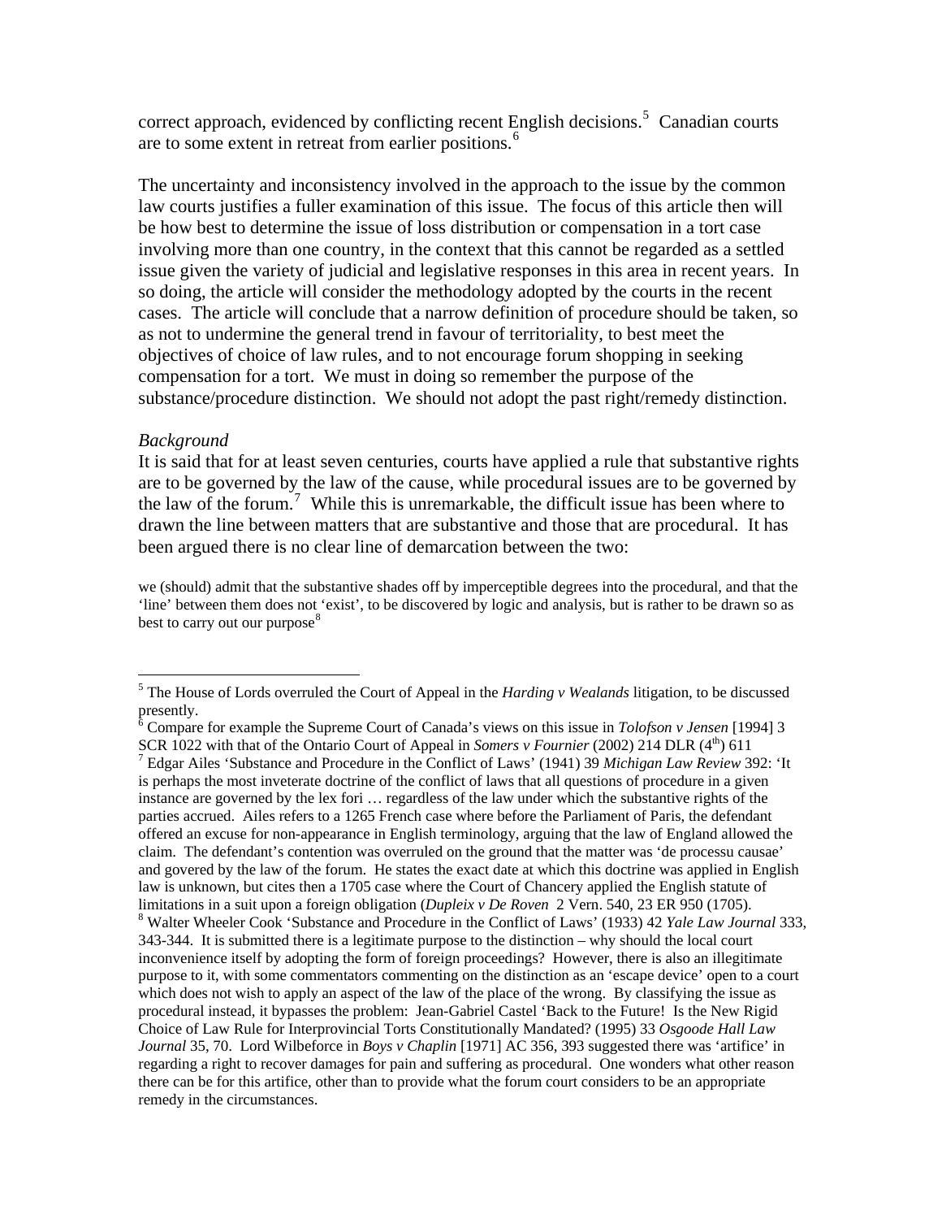correct approach, evidenced by conflicting recent English decisions.[5] Canadian courts are to some extent in retreat from earlier positions.[6]

The uncertainty and inconsistency involved in the approach to the issue by the common law courts justifies a fuller examination of this issue. The focus of this article then will be how best to determine the issue of loss distribution or compensation in a tort case involving more than one country, in the context that this cannot be regarded as a settled issue given the variety of judicial and legislative responses in this area in recent years. In so doing, the article will consider the methodology adopted by the courts in the recent cases. The article will conclude that a narrow definition of procedure should be taken, so as not to undermine the general trend in favour of territoriality, to best meet the objectives of choice of law rules, and to not encourage forum shopping in seeking compensation for a tort. We must in doing so remember the purpose of the substance/procedure distinction. We should not adopt the past right/remedy distinction.

*Background*

It is said that for at least seven centuries, courts have applied a rule that substantive rights are to be governed by the law of the cause, while procedural issues are to be governed by the law of the forum.[7] While this is unremarkable, the difficult issue has been where to drawn the line between matters that are substantive and those that are procedural. It has been argued there is no clear line of demarcation between the two:

> we (should) admit that the substantive shades off by imperceptible degrees into the procedural, and that the 'line' between them does not 'exist', to be discovered by logic and analysis, but is rather to be drawn so as best to carry out our purpose[8]

---

[5] The House of Lords overruled the Court of Appeal in the *Harding v Wealands* litigation, to be discussed presently.

[6] Compare for example the Supreme Court of Canada's views on this issue in *Tolofson v Jensen* [1994] 3 SCR 1022 with that of the Ontario Court of Appeal in *Somers v Fournier* (2002) 214 DLR (4th) 611

[7] Edgar Ailes 'Substance and Procedure in the Conflict of Laws' (1941) 39 *Michigan Law Review* 392: 'It is perhaps the most inveterate doctrine of the conflict of laws that all questions of procedure in a given instance are governed by the lex fori … regardless of the law under which the substantive rights of the parties accrued. Ailes refers to a 1265 French case where before the Parliament of Paris, the defendant offered an excuse for non-appearance in English terminology, arguing that the law of England allowed the claim. The defendant's contention was overruled on the ground that the matter was 'de processu causae' and govered by the law of the forum. He states the exact date at which this doctrine was applied in English law is unknown, but cites then a 1705 case where the Court of Chancery applied the English statute of limitations in a suit upon a foreign obligation (*Dupleix v De Roven* 2 Vern. 540, 23 ER 950 (1705).

[8] Walter Wheeler Cook 'Substance and Procedure in the Conflict of Laws' (1933) 42 *Yale Law Journal* 333, 343-344. It is submitted there is a legitimate purpose to the distinction – why should the local court inconvenience itself by adopting the form of foreign proceedings? However, there is also an illegitimate purpose to it, with some commentators commenting on the distinction as an 'escape device' open to a court which does not wish to apply an aspect of the law of the place of the wrong. By classifying the issue as procedural instead, it bypasses the problem: Jean-Gabriel Castel 'Back to the Future! Is the New Rigid Choice of Law Rule for Interprovincial Torts Constitutionally Mandated? (1995) 33 *Osgoode Hall Law Journal* 35, 70. Lord Wilberforce in *Boys v Chaplin* [1971] AC 356, 393 suggested there was 'artifice' in regarding a right to recover damages for pain and suffering as procedural. One wonders what other reason there can be for this artifice, other than to provide what the forum court considers to be an appropriate remedy in the circumstances.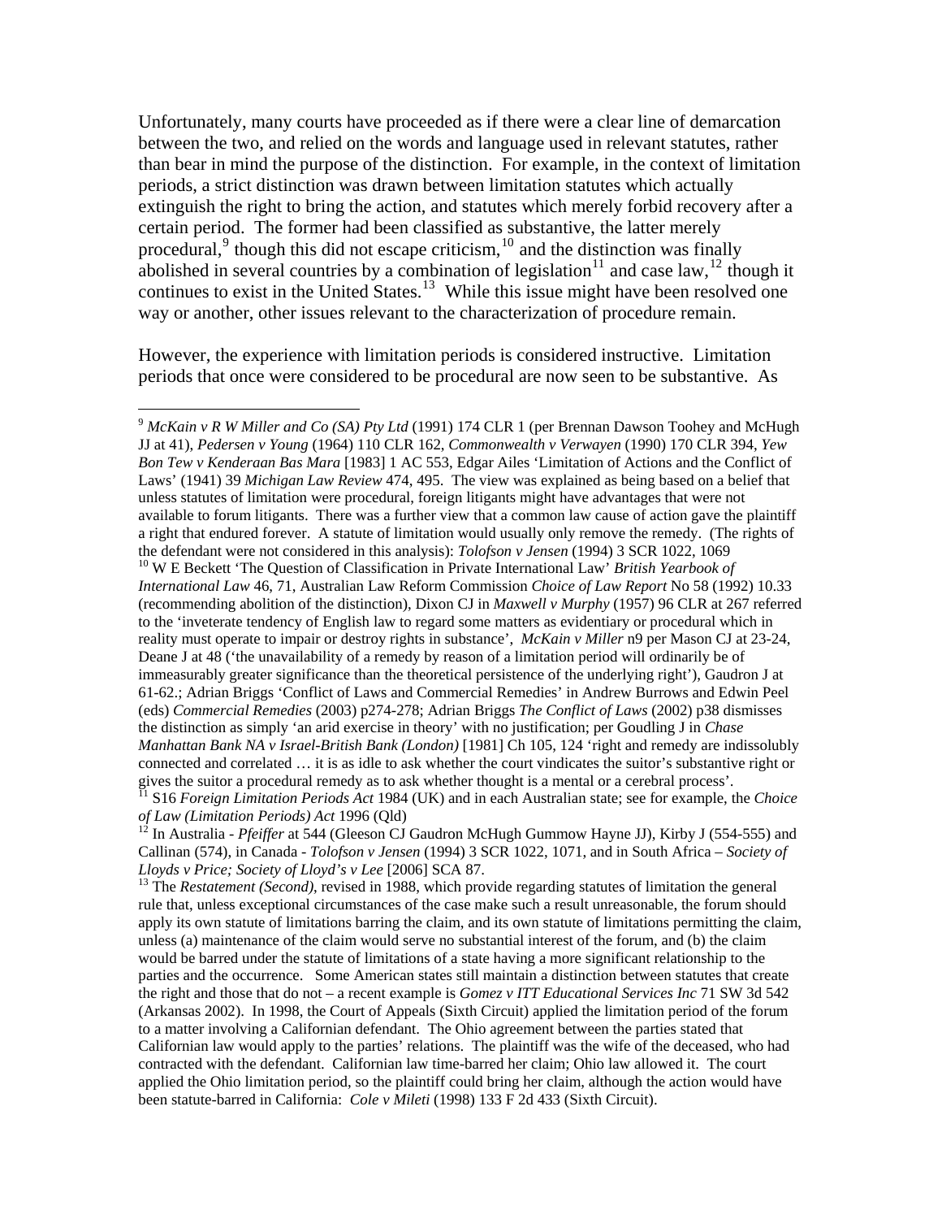Unfortunately, many courts have proceeded as if there were a clear line of demarcation between the two, and relied on the words and language used in relevant statutes, rather than bear in mind the purpose of the distinction. For example, in the context of limitation periods, a strict distinction was drawn between limitation statutes which actually extinguish the right to bring the action, and statutes which merely forbid recovery after a certain period. The former had been classified as substantive, the latter merely procedural,[9] though this did not escape criticism,[10] and the distinction was finally abolished in several countries by a combination of legislation[11] and case law,[12] though it continues to exist in the United States.[13] While this issue might have been resolved one way or another, other issues relevant to the characterization of procedure remain.

However, the experience with limitation periods is considered instructive. Limitation periods that once were considered to be procedural are now seen to be substantive. As

---

[9] *McKain v R W Miller and Co (SA) Pty Ltd* (1991) 174 CLR 1 (per Brennan Dawson Toohey and McHugh JJ at 41), *Pedersen v Young* (1964) 110 CLR 162, *Commonwealth v Verwayen* (1990) 170 CLR 394, *Yew Bon Tew v Kenderaan Bas Mara* [1983] 1 AC 553, Edgar Ailes 'Limitation of Actions and the Conflict of Laws' (1941) 39 *Michigan Law Review* 474, 495. The view was explained as being based on a belief that unless statutes of limitation were procedural, foreign litigants might have advantages that were not available to forum litigants. There was a further view that a common law cause of action gave the plaintiff a right that endured forever. A statute of limitation would usually only remove the remedy. (The rights of the defendant were not considered in this analysis): *Tolofson v Jensen* (1994) 3 SCR 1022, 1069

[10] W E Beckett 'The Question of Classification in Private International Law' *British Yearbook of International Law* 46, 71, Australian Law Reform Commission *Choice of Law Report* No 58 (1992) 10.33 (recommending abolition of the distinction), Dixon CJ in *Maxwell v Murphy* (1957) 96 CLR at 267 referred to the 'inveterate tendency of English law to regard some matters as evidentiary or procedural which in reality must operate to impair or destroy rights in substance', *McKain v Miller* n9 per Mason CJ at 23-24, Deane J at 48 ('the unavailability of a remedy by reason of a limitation period will ordinarily be of immeasurably greater significance than the theoretical persistence of the underlying right'), Gaudron J at 61-62.; Adrian Briggs 'Conflict of Laws and Commercial Remedies' in Andrew Burrows and Edwin Peel (eds) *Commercial Remedies* (2003) p274-278; Adrian Briggs *The Conflict of Laws* (2002) p38 dismisses the distinction as simply 'an arid exercise in theory' with no justification; per Goudling J in *Chase Manhattan Bank NA v Israel-British Bank (London)* [1981] Ch 105, 124 'right and remedy are indissolubly connected and correlated … it is as idle to ask whether the court vindicates the suitor's substantive right or gives the suitor a procedural remedy as to ask whether thought is a mental or a cerebral process'.

[11] S16 *Foreign Limitation Periods Act* 1984 (UK) and in each Australian state; see for example, the *Choice of Law (Limitation Periods) Act* 1996 (Qld)

[12] In Australia - *Pfeiffer* at 544 (Gleeson CJ Gaudron McHugh Gummow Hayne JJ), Kirby J (554-555) and Callinan (574), in Canada - *Tolofson v Jensen* (1994) 3 SCR 1022, 1071, and in South Africa – *Society of Lloyds v Price; Society of Lloyd's v Lee* [2006] SCA 87.

[13] The *Restatement (Second)*, revised in 1988, which provide regarding statutes of limitation the general rule that, unless exceptional circumstances of the case make such a result unreasonable, the forum should apply its own statute of limitations barring the claim, and its own statute of limitations permitting the claim, unless (a) maintenance of the claim would serve no substantial interest of the forum, and (b) the claim would be barred under the statute of limitations of a state having a more significant relationship to the parties and the occurrence. Some American states still maintain a distinction between statutes that create the right and those that do not – a recent example is *Gomez v ITT Educational Services Inc* 71 SW 3d 542 (Arkansas 2002). In 1998, the Court of Appeals (Sixth Circuit) applied the limitation period of the forum to a matter involving a Californian defendant. The Ohio agreement between the parties stated that Californian law would apply to the parties' relations. The plaintiff was the wife of the deceased, who had contracted with the defendant. Californian law time-barred her claim; Ohio law allowed it. The court applied the Ohio limitation period, so the plaintiff could bring her claim, although the action would have been statute-barred in California: *Cole v Mileti* (1998) 133 F 2d 433 (Sixth Circuit).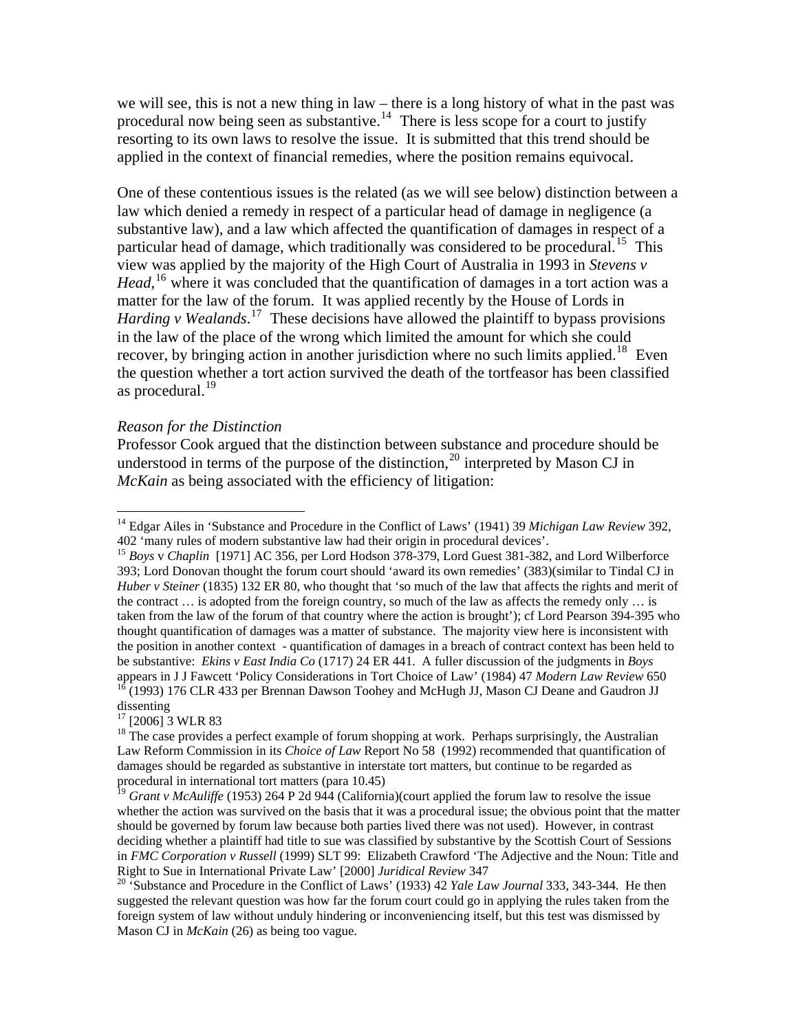we will see, this is not a new thing in law – there is a long history of what in the past was procedural now being seen as substantive.[14] There is less scope for a court to justify resorting to its own laws to resolve the issue. It is submitted that this trend should be applied in the context of financial remedies, where the position remains equivocal.

One of these contentious issues is the related (as we will see below) distinction between a law which denied a remedy in respect of a particular head of damage in negligence (a substantive law), and a law which affected the quantification of damages in respect of a particular head of damage, which traditionally was considered to be procedural.[15] This view was applied by the majority of the High Court of Australia in 1993 in *Stevens v Head*,[16] where it was concluded that the quantification of damages in a tort action was a matter for the law of the forum. It was applied recently by the House of Lords in *Harding v Wealands*.[17] These decisions have allowed the plaintiff to bypass provisions in the law of the place of the wrong which limited the amount for which she could recover, by bringing action in another jurisdiction where no such limits applied.[18] Even the question whether a tort action survived the death of the tortfeasor has been classified as procedural.[19]

*Reason for the Distinction*

Professor Cook argued that the distinction between substance and procedure should be understood in terms of the purpose of the distinction,[20] interpreted by Mason CJ in *McKain* as being associated with the efficiency of litigation:

---

[14] Edgar Ailes in 'Substance and Procedure in the Conflict of Laws' (1941) 39 *Michigan Law Review* 392, 402 'many rules of modern substantive law had their origin in procedural devices'.

[15] *Boys* v *Chaplin* [1971] AC 356, per Lord Hodson 378-379, Lord Guest 381-382, and Lord Wilberforce 393; Lord Donovan thought the forum court should 'award its own remedies' (383)(similar to Tindal CJ in *Huber v Steiner* (1835) 132 ER 80, who thought that 'so much of the law that affects the rights and merit of the contract … is adopted from the foreign country, so much of the law as affects the remedy only … is taken from the law of the forum of that country where the action is brought'); cf Lord Pearson 394-395 who thought quantification of damages was a matter of substance. The majority view here is inconsistent with the position in another context - quantification of damages in a breach of contract context has been held to be substantive: *Ekins v East India Co* (1717) 24 ER 441. A fuller discussion of the judgments in *Boys* appears in J J Fawcett 'Policy Considerations in Tort Choice of Law' (1984) 47 *Modern Law Review* 650

[16] (1993) 176 CLR 433 per Brennan Dawson Toohey and McHugh JJ, Mason CJ Deane and Gaudron JJ dissenting

[17] [2006] 3 WLR 83

[18] The case provides a perfect example of forum shopping at work. Perhaps surprisingly, the Australian Law Reform Commission in its *Choice of Law* Report No 58 (1992) recommended that quantification of damages should be regarded as substantive in interstate tort matters, but continue to be regarded as procedural in international tort matters (para 10.45)

[19] *Grant v McAuliffe* (1953) 264 P 2d 944 (California)(court applied the forum law to resolve the issue whether the action was survived on the basis that it was a procedural issue; the obvious point that the matter should be governed by forum law because both parties lived there was not used). However, in contrast deciding whether a plaintiff had title to sue was classified by substantive by the Scottish Court of Sessions in *FMC Corporation v Russell* (1999) SLT 99: Elizabeth Crawford 'The Adjective and the Noun: Title and Right to Sue in International Private Law' [2000] *Juridical Review* 347

[20] 'Substance and Procedure in the Conflict of Laws' (1933) 42 *Yale Law Journal* 333, 343-344. He then suggested the relevant question was how far the forum court could go in applying the rules taken from the foreign system of law without unduly hindering or inconveniencing itself, but this test was dismissed by Mason CJ in *McKain* (26) as being too vague.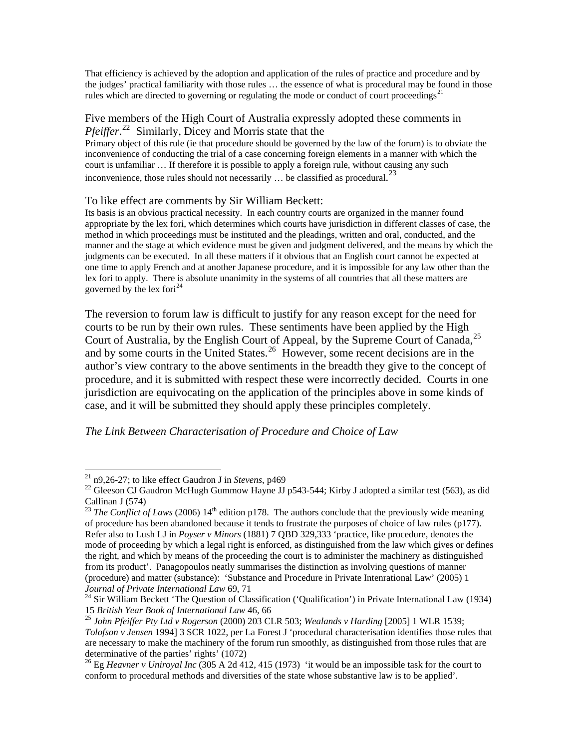> That efficiency is achieved by the adoption and application of the rules of practice and procedure and by the judges' practical familiarity with those rules … the essence of what is procedural may be found in those rules which are directed to governing or regulating the mode or conduct of court proceedings[21]

Five members of the High Court of Australia expressly adopted these comments in *Pfeiffer*.[22] Similarly, Dicey and Morris state that the

> Primary object of this rule (ie that procedure should be governed by the law of the forum) is to obviate the inconvenience of conducting the trial of a case concerning foreign elements in a manner with which the court is unfamiliar … If therefore it is possible to apply a foreign rule, without causing any such inconvenience, those rules should not necessarily … be classified as procedural.[23]

To like effect are comments by Sir William Beckett:

> Its basis is an obvious practical necessity. In each country courts are organized in the manner found appropriate by the lex fori, which determines which courts have jurisdiction in different classes of case, the method in which proceedings must be instituted and the pleadings, written and oral, conducted, and the manner and the stage at which evidence must be given and judgment delivered, and the means by which the judgments can be executed. In all these matters if it obvious that an English court cannot be expected at one time to apply French and at another Japanese procedure, and it is impossible for any law other than the lex fori to apply. There is absolute unanimity in the systems of all countries that all these matters are governed by the lex fori[24]

The reversion to forum law is difficult to justify for any reason except for the need for courts to be run by their own rules. These sentiments have been applied by the High Court of Australia, by the English Court of Appeal, by the Supreme Court of Canada,[25] and by some courts in the United States.[26] However, some recent decisions are in the author's view contrary to the above sentiments in the breadth they give to the concept of procedure, and it is submitted with respect these were incorrectly decided. Courts in one jurisdiction are equivocating on the application of the principles above in some kinds of case, and it will be submitted they should apply these principles completely.

*The Link Between Characterisation of Procedure and Choice of Law*

---

[21] n9,26-27; to like effect Gaudron J in *Stevens*, p469

[22] Gleeson CJ Gaudron McHugh Gummow Hayne JJ p543-544; Kirby J adopted a similar test (563), as did Callinan J (574)

[23] *The Conflict of Laws* (2006) 14th edition p178. The authors conclude that the previously wide meaning of procedure has been abandoned because it tends to frustrate the purposes of choice of law rules (p177). Refer also to Lush LJ in *Poyser v Minors* (1881) 7 QBD 329,333 'practice, like procedure, denotes the mode of proceeding by which a legal right is enforced, as distinguished from the law which gives or defines the right, and which by means of the proceeding the court is to administer the machinery as distinguished from its product'. Panagopoulos neatly summarises the distinction as involving questions of manner (procedure) and matter (substance): 'Substance and Procedure in Private Intenrational Law' (2005) 1 *Journal of Private International Law* 69, 71

[24] Sir William Beckett 'The Question of Classification ('Qualification') in Private International Law (1934) 15 *British Year Book of International Law* 46, 66

[25] *John Pfeiffer Pty Ltd v Rogerson* (2000) 203 CLR 503; *Wealands v Harding* [2005] 1 WLR 1539; *Tolofson v Jensen* 1994] 3 SCR 1022, per La Forest J 'procedural characterisation identifies those rules that are necessary to make the machinery of the forum run smoothly, as distinguished from those rules that are determinative of the parties' rights' (1072)

[26] Eg *Heavner v Uniroyal Inc* (305 A 2d 412, 415 (1973) 'it would be an impossible task for the court to conform to procedural methods and diversities of the state whose substantive law is to be applied'.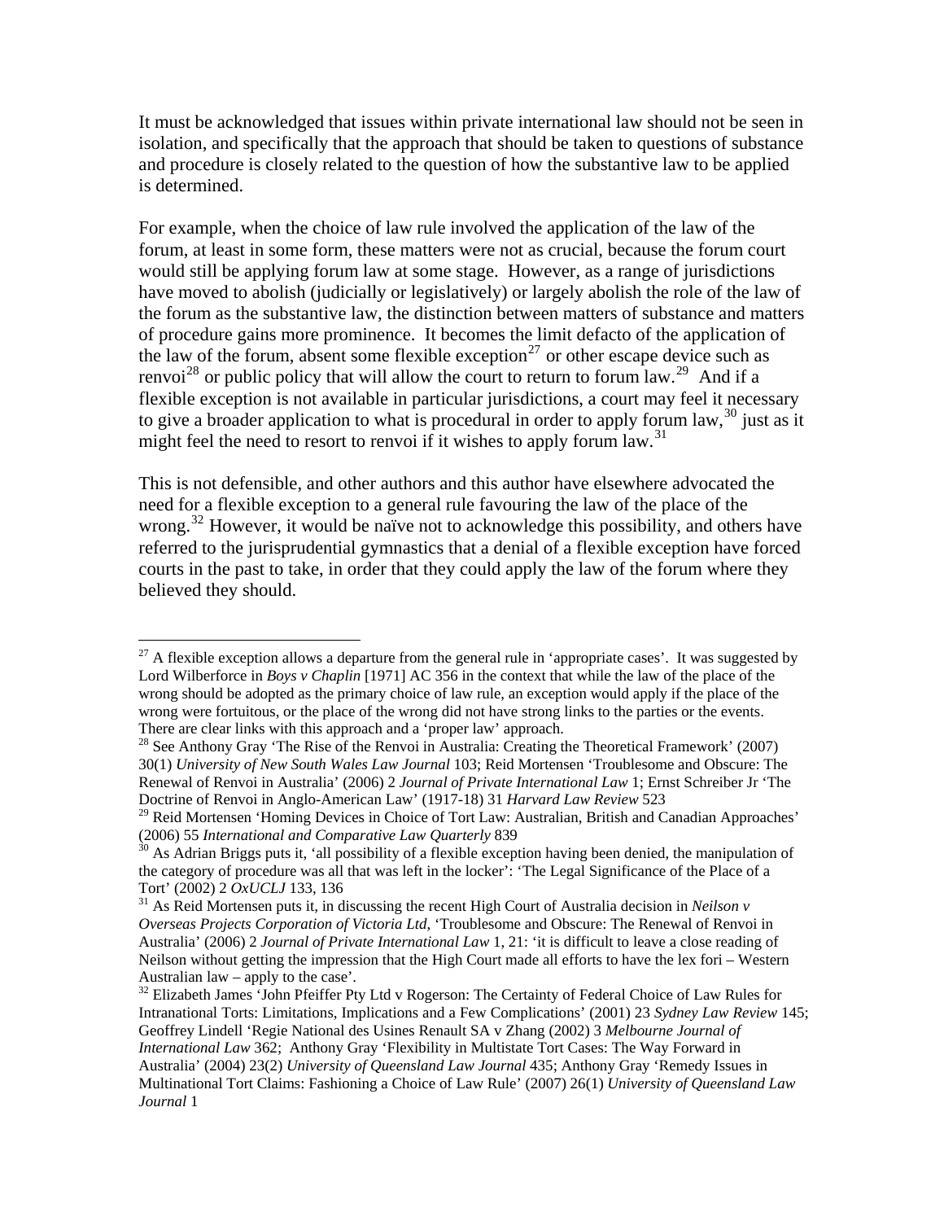It must be acknowledged that issues within private international law should not be seen in isolation, and specifically that the approach that should be taken to questions of substance and procedure is closely related to the question of how the substantive law to be applied is determined.

For example, when the choice of law rule involved the application of the law of the forum, at least in some form, these matters were not as crucial, because the forum court would still be applying forum law at some stage. However, as a range of jurisdictions have moved to abolish (judicially or legislatively) or largely abolish the role of the law of the forum as the substantive law, the distinction between matters of substance and matters of procedure gains more prominence. It becomes the limit defacto of the application of the law of the forum, absent some flexible exception[27] or other escape device such as renvoi[28] or public policy that will allow the court to return to forum law.[29] And if a flexible exception is not available in particular jurisdictions, a court may feel it necessary to give a broader application to what is procedural in order to apply forum law,[30] just as it might feel the need to resort to renvoi if it wishes to apply forum law.[31]

This is not defensible, and other authors and this author have elsewhere advocated the need for a flexible exception to a general rule favouring the law of the place of the wrong.[32] However, it would be naïve not to acknowledge this possibility, and others have referred to the jurisprudential gymnastics that a denial of a flexible exception have forced courts in the past to take, in order that they could apply the law of the forum where they believed they should.

---

[27] A flexible exception allows a departure from the general rule in 'appropriate cases'. It was suggested by Lord Wilberforce in *Boys v Chaplin* [1971] AC 356 in the context that while the law of the place of the wrong should be adopted as the primary choice of law rule, an exception would apply if the place of the wrong were fortuitous, or the place of the wrong did not have strong links to the parties or the events. There are clear links with this approach and a 'proper law' approach.

[28] See Anthony Gray 'The Rise of the Renvoi in Australia: Creating the Theoretical Framework' (2007) 30(1) *University of New South Wales Law Journal* 103; Reid Mortensen 'Troublesome and Obscure: The Renewal of Renvoi in Australia' (2006) 2 *Journal of Private International Law* 1; Ernst Schreiber Jr 'The Doctrine of Renvoi in Anglo-American Law' (1917-18) 31 *Harvard Law Review* 523

[29] Reid Mortensen 'Homing Devices in Choice of Tort Law: Australian, British and Canadian Approaches' (2006) 55 *International and Comparative Law Quarterly* 839

[30] As Adrian Briggs puts it, 'all possibility of a flexible exception having been denied, the manipulation of the category of procedure was all that was left in the locker': 'The Legal Significance of the Place of a Tort' (2002) 2 *OxUCLJ* 133, 136

[31] As Reid Mortensen puts it, in discussing the recent High Court of Australia decision in *Neilson v Overseas Projects Corporation of Victoria Ltd*, 'Troublesome and Obscure: The Renewal of Renvoi in Australia' (2006) 2 *Journal of Private International Law* 1, 21: 'it is difficult to leave a close reading of Neilson without getting the impression that the High Court made all efforts to have the lex fori – Western Australian law – apply to the case'.

[32] Elizabeth James 'John Pfeiffer Pty Ltd v Rogerson: The Certainty of Federal Choice of Law Rules for Intranational Torts: Limitations, Implications and a Few Complications' (2001) 23 *Sydney Law Review* 145; Geoffrey Lindell 'Regie National des Usines Renault SA v Zhang (2002) 3 *Melbourne Journal of International Law* 362; Anthony Gray 'Flexibility in Multistate Tort Cases: The Way Forward in Australia' (2004) 23(2) *University of Queensland Law Journal* 435; Anthony Gray 'Remedy Issues in Multinational Tort Claims: Fashioning a Choice of Law Rule' (2007) 26(1) *University of Queensland Law Journal* 1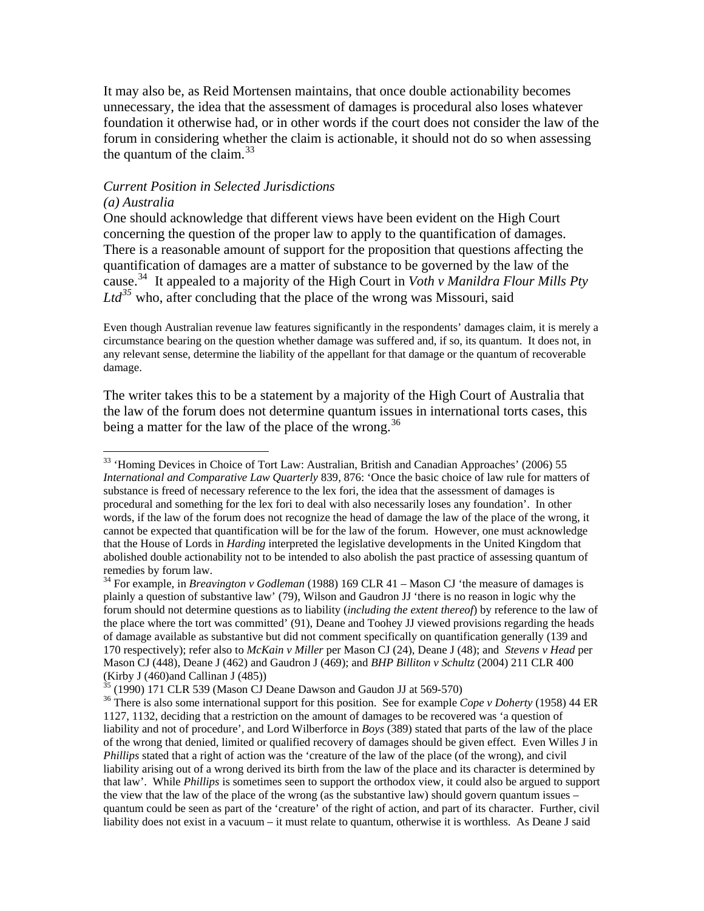It may also be, as Reid Mortensen maintains, that once double actionability becomes unnecessary, the idea that the assessment of damages is procedural also loses whatever foundation it otherwise had, or in other words if the court does not consider the law of the forum in considering whether the claim is actionable, it should not do so when assessing the quantum of the claim.[33]

*Current Position in Selected Jurisdictions*

*(a) Australia*

One should acknowledge that different views have been evident on the High Court concerning the question of the proper law to apply to the quantification of damages. There is a reasonable amount of support for the proposition that questions affecting the quantification of damages are a matter of substance to be governed by the law of the cause.[34] It appealed to a majority of the High Court in *Voth v Manildra Flour Mills Pty Ltd*[35] who, after concluding that the place of the wrong was Missouri, said

> Even though Australian revenue law features significantly in the respondents' damages claim, it is merely a circumstance bearing on the question whether damage was suffered and, if so, its quantum. It does not, in any relevant sense, determine the liability of the appellant for that damage or the quantum of recoverable damage.

The writer takes this to be a statement by a majority of the High Court of Australia that the law of the forum does not determine quantum issues in international torts cases, this being a matter for the law of the place of the wrong.[36]

---

[33] 'Homing Devices in Choice of Tort Law: Australian, British and Canadian Approaches' (2006) 55 *International and Comparative Law Quarterly* 839, 876: 'Once the basic choice of law rule for matters of substance is freed of necessary reference to the lex fori, the idea that the assessment of damages is procedural and something for the lex fori to deal with also necessarily loses any foundation'. In other words, if the law of the forum does not recognize the head of damage the law of the place of the wrong, it cannot be expected that quantification will be for the law of the forum. However, one must acknowledge that the House of Lords in *Harding* interpreted the legislative developments in the United Kingdom that abolished double actionability not to be intended to also abolish the past practice of assessing quantum of remedies by forum law.

[34] For example, in *Breavington v Godleman* (1988) 169 CLR 41 – Mason CJ 'the measure of damages is plainly a question of substantive law' (79), Wilson and Gaudron JJ 'there is no reason in logic why the forum should not determine questions as to liability (*including the extent thereof*) by reference to the law of the place where the tort was committed' (91), Deane and Toohey JJ viewed provisions regarding the heads of damage available as substantive but did not comment specifically on quantification generally (139 and 170 respectively); refer also to *McKain v Miller* per Mason CJ (24), Deane J (48); and *Stevens v Head* per Mason CJ (448), Deane J (462) and Gaudron J (469); and *BHP Billiton v Schultz* (2004) 211 CLR 400 (Kirby J (460)and Callinan J (485))

[35] (1990) 171 CLR 539 (Mason CJ Deane Dawson and Gaudon JJ at 569-570)

[36] There is also some international support for this position. See for example *Cope v Doherty* (1958) 44 ER 1127, 1132, deciding that a restriction on the amount of damages to be recovered was 'a question of liability and not of procedure', and Lord Wilberforce in *Boys* (389) stated that parts of the law of the place of the wrong that denied, limited or qualified recovery of damages should be given effect. Even Willes J in *Phillips* stated that a right of action was the 'creature of the law of the place (of the wrong), and civil liability arising out of a wrong derived its birth from the law of the place and its character is determined by that law'. While *Phillips* is sometimes seen to support the orthodox view, it could also be argued to support the view that the law of the place of the wrong (as the substantive law) should govern quantum issues – quantum could be seen as part of the 'creature' of the right of action, and part of its character. Further, civil liability does not exist in a vacuum – it must relate to quantum, otherwise it is worthless. As Deane J said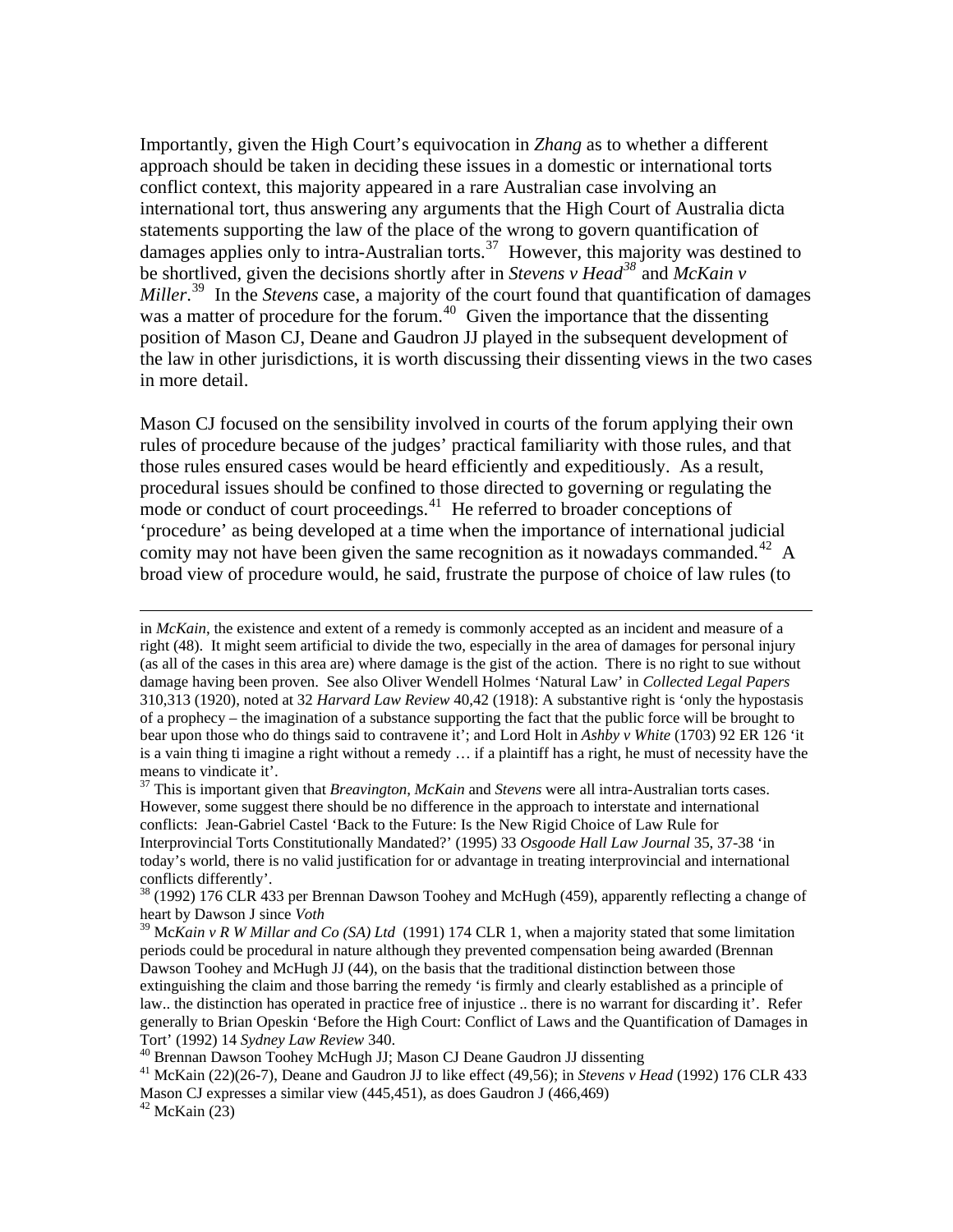Importantly, given the High Court's equivocation in *Zhang* as to whether a different approach should be taken in deciding these issues in a domestic or international torts conflict context, this majority appeared in a rare Australian case involving an international tort, thus answering any arguments that the High Court of Australia dicta statements supporting the law of the place of the wrong to govern quantification of damages applies only to intra-Australian torts.[37] However, this majority was destined to be shortlived, given the decisions shortly after in *Stevens v Head*[38] and *McKain v Miller*.[39] In the *Stevens* case, a majority of the court found that quantification of damages was a matter of procedure for the forum.[40] Given the importance that the dissenting position of Mason CJ, Deane and Gaudron JJ played in the subsequent development of the law in other jurisdictions, it is worth discussing their dissenting views in the two cases in more detail.

Mason CJ focused on the sensibility involved in courts of the forum applying their own rules of procedure because of the judges' practical familiarity with those rules, and that those rules ensured cases would be heard efficiently and expeditiously. As a result, procedural issues should be confined to those directed to governing or regulating the mode or conduct of court proceedings.[41] He referred to broader conceptions of 'procedure' as being developed at a time when the importance of international judicial comity may not have been given the same recognition as it nowadays commanded.[42] A broad view of procedure would, he said, frustrate the purpose of choice of law rules (to

---

in *McKain*, the existence and extent of a remedy is commonly accepted as an incident and measure of a right (48). It might seem artificial to divide the two, especially in the area of damages for personal injury (as all of the cases in this area are) where damage is the gist of the action. There is no right to sue without damage having been proven. See also Oliver Wendell Holmes 'Natural Law' in *Collected Legal Papers* 310,313 (1920), noted at 32 *Harvard Law Review* 40,42 (1918): A substantive right is 'only the hypostasis of a prophecy – the imagination of a substance supporting the fact that the public force will be brought to bear upon those who do things said to contravene it'; and Lord Holt in *Ashby v White* (1703) 92 ER 126 'it is a vain thing ti imagine a right without a remedy … if a plaintiff has a right, he must of necessity have the means to vindicate it'.

[37] This is important given that *Breavington*, *McKain* and *Stevens* were all intra-Australian torts cases. However, some suggest there should be no difference in the approach to interstate and international conflicts: Jean-Gabriel Castel 'Back to the Future: Is the New Rigid Choice of Law Rule for Interprovincial Torts Constitutionally Mandated?' (1995) 33 *Osgoode Hall Law Journal* 35, 37-38 'in today's world, there is no valid justification for or advantage in treating interprovincial and international conflicts differently'.

[38] (1992) 176 CLR 433 per Brennan Dawson Toohey and McHugh (459), apparently reflecting a change of heart by Dawson J since *Voth*

[39] M*cKain v R W Millar and Co (SA) Ltd* (1991) 174 CLR 1, when a majority stated that some limitation periods could be procedural in nature although they prevented compensation being awarded (Brennan Dawson Toohey and McHugh JJ (44), on the basis that the traditional distinction between those extinguishing the claim and those barring the remedy 'is firmly and clearly established as a principle of law.. the distinction has operated in practice free of injustice .. there is no warrant for discarding it'. Refer generally to Brian Opeskin 'Before the High Court: Conflict of Laws and the Quantification of Damages in Tort' (1992) 14 *Sydney Law Review* 340.

[40] Brennan Dawson Toohey McHugh JJ; Mason CJ Deane Gaudron JJ dissenting

[41] McKain (22)(26-7), Deane and Gaudron JJ to like effect (49,56); in *Stevens v Head* (1992) 176 CLR 433 Mason CJ expresses a similar view (445,451), as does Gaudron J (466,469)

[42] McKain (23)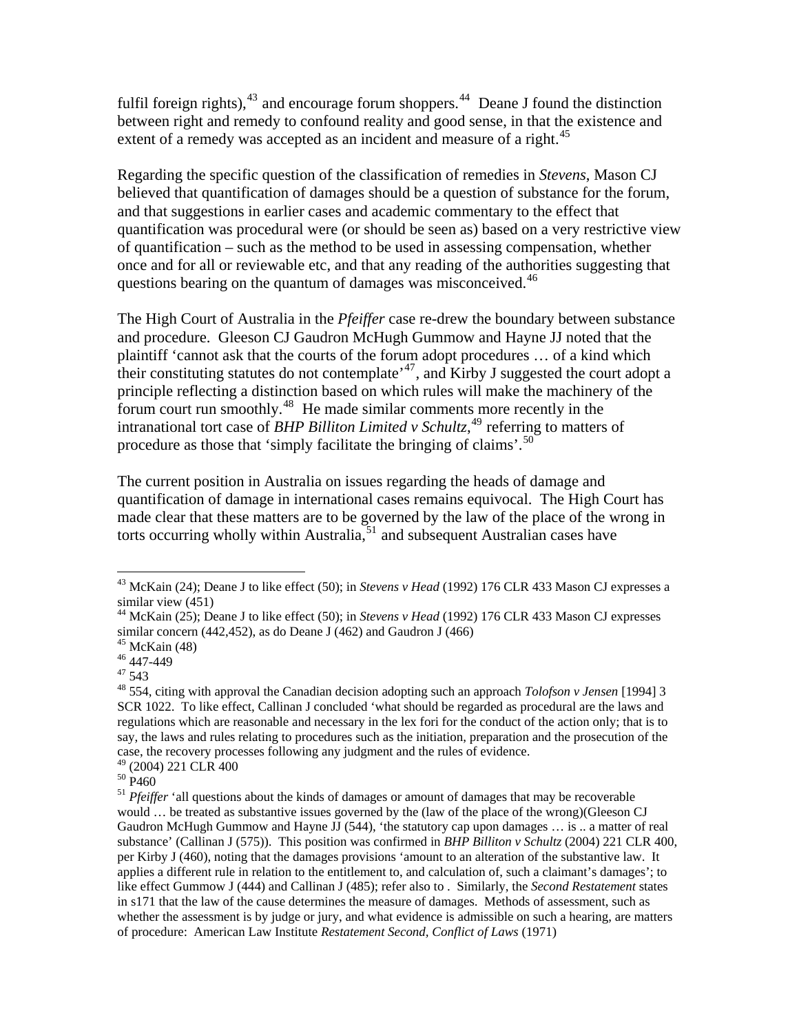fulfil foreign rights),[43] and encourage forum shoppers.[44] Deane J found the distinction between right and remedy to confound reality and good sense, in that the existence and extent of a remedy was accepted as an incident and measure of a right.[45]

Regarding the specific question of the classification of remedies in *Stevens*, Mason CJ believed that quantification of damages should be a question of substance for the forum, and that suggestions in earlier cases and academic commentary to the effect that quantification was procedural were (or should be seen as) based on a very restrictive view of quantification – such as the method to be used in assessing compensation, whether once and for all or reviewable etc, and that any reading of the authorities suggesting that questions bearing on the quantum of damages was misconceived.[46]

The High Court of Australia in the *Pfeiffer* case re-drew the boundary between substance and procedure. Gleeson CJ Gaudron McHugh Gummow and Hayne JJ noted that the plaintiff 'cannot ask that the courts of the forum adopt procedures … of a kind which their constituting statutes do not contemplate'[47], and Kirby J suggested the court adopt a principle reflecting a distinction based on which rules will make the machinery of the forum court run smoothly.[48] He made similar comments more recently in the intranational tort case of *BHP Billiton Limited v Schultz*,[49] referring to matters of procedure as those that 'simply facilitate the bringing of claims'.[50]

The current position in Australia on issues regarding the heads of damage and quantification of damage in international cases remains equivocal. The High Court has made clear that these matters are to be governed by the law of the place of the wrong in torts occurring wholly within Australia,[51] and subsequent Australian cases have

---

[43] McKain (24); Deane J to like effect (50); in *Stevens v Head* (1992) 176 CLR 433 Mason CJ expresses a similar view (451)

[44] McKain (25); Deane J to like effect (50); in *Stevens v Head* (1992) 176 CLR 433 Mason CJ expresses similar concern (442,452), as do Deane J (462) and Gaudron J (466)

[45] McKain (48)

[46] 447-449

[47] 543

[48] 554, citing with approval the Canadian decision adopting such an approach *Tolofson v Jensen* [1994] 3 SCR 1022. To like effect, Callinan J concluded 'what should be regarded as procedural are the laws and regulations which are reasonable and necessary in the lex fori for the conduct of the action only; that is to say, the laws and rules relating to procedures such as the initiation, preparation and the prosecution of the case, the recovery processes following any judgment and the rules of evidence.

[49] (2004) 221 CLR 400

[50] P460

[51] *Pfeiffer* 'all questions about the kinds of damages or amount of damages that may be recoverable would … be treated as substantive issues governed by the (law of the place of the wrong)(Gleeson CJ Gaudron McHugh Gummow and Hayne JJ (544), 'the statutory cap upon damages … is .. a matter of real substance' (Callinan J (575)). This position was confirmed in *BHP Billiton v Schultz* (2004) 221 CLR 400, per Kirby J (460), noting that the damages provisions 'amount to an alteration of the substantive law. It applies a different rule in relation to the entitlement to, and calculation of, such a claimant's damages'; to like effect Gummow J (444) and Callinan J (485); refer also to . Similarly, the *Second Restatement* states in s171 that the law of the cause determines the measure of damages. Methods of assessment, such as whether the assessment is by judge or jury, and what evidence is admissible on such a hearing, are matters of procedure: American Law Institute *Restatement Second, Conflict of Laws* (1971)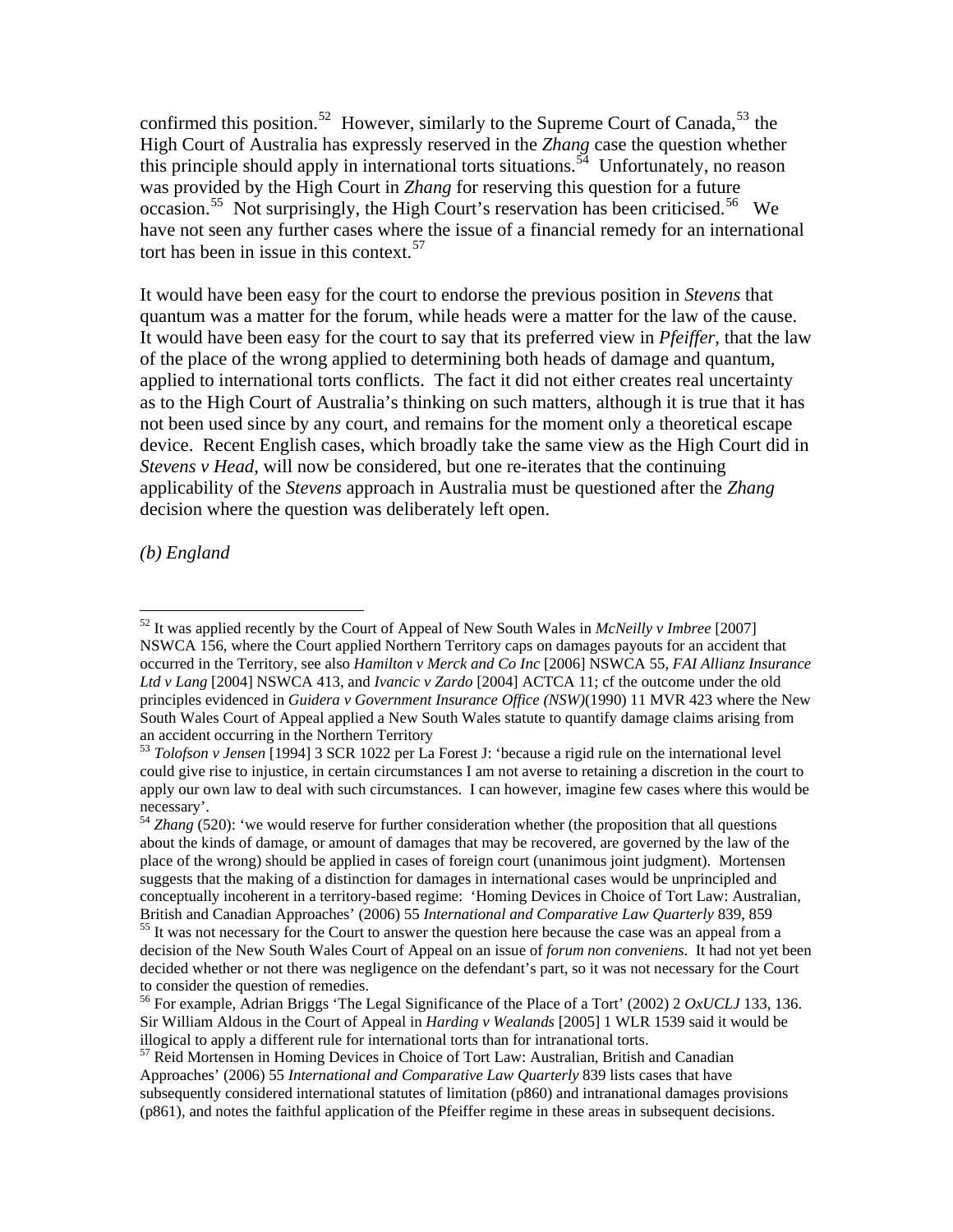confirmed this position.[52] However, similarly to the Supreme Court of Canada,[53] the High Court of Australia has expressly reserved in the *Zhang* case the question whether this principle should apply in international torts situations.[54] Unfortunately, no reason was provided by the High Court in *Zhang* for reserving this question for a future occasion.[55] Not surprisingly, the High Court's reservation has been criticised.[56] We have not seen any further cases where the issue of a financial remedy for an international tort has been in issue in this context.[57]

It would have been easy for the court to endorse the previous position in *Stevens* that quantum was a matter for the forum, while heads were a matter for the law of the cause. It would have been easy for the court to say that its preferred view in *Pfeiffer*, that the law of the place of the wrong applied to determining both heads of damage and quantum, applied to international torts conflicts. The fact it did not either creates real uncertainty as to the High Court of Australia's thinking on such matters, although it is true that it has not been used since by any court, and remains for the moment only a theoretical escape device. Recent English cases, which broadly take the same view as the High Court did in *Stevens v Head*, will now be considered, but one re-iterates that the continuing applicability of the *Stevens* approach in Australia must be questioned after the *Zhang* decision where the question was deliberately left open.

*(b) England*

---

[52] It was applied recently by the Court of Appeal of New South Wales in *McNeilly v Imbree* [2007] NSWCA 156, where the Court applied Northern Territory caps on damages payouts for an accident that occurred in the Territory, see also *Hamilton v Merck and Co Inc* [2006] NSWCA 55, *FAI Allianz Insurance Ltd v Lang* [2004] NSWCA 413, and *Ivancic v Zardo* [2004] ACTCA 11; cf the outcome under the old principles evidenced in *Guidera v Government Insurance Office (NSW)*(1990) 11 MVR 423 where the New South Wales Court of Appeal applied a New South Wales statute to quantify damage claims arising from an accident occurring in the Northern Territory

[53] *Tolofson v Jensen* [1994] 3 SCR 1022 per La Forest J: 'because a rigid rule on the international level could give rise to injustice, in certain circumstances I am not averse to retaining a discretion in the court to apply our own law to deal with such circumstances. I can however, imagine few cases where this would be necessary'.

[54] *Zhang* (520): 'we would reserve for further consideration whether (the proposition that all questions about the kinds of damage, or amount of damages that may be recovered, are governed by the law of the place of the wrong) should be applied in cases of foreign court (unanimous joint judgment). Mortensen suggests that the making of a distinction for damages in international cases would be unprincipled and conceptually incoherent in a territory-based regime: 'Homing Devices in Choice of Tort Law: Australian, British and Canadian Approaches' (2006) 55 *International and Comparative Law Quarterly* 839, 859

[55] It was not necessary for the Court to answer the question here because the case was an appeal from a decision of the New South Wales Court of Appeal on an issue of *forum non conveniens*. It had not yet been decided whether or not there was negligence on the defendant's part, so it was not necessary for the Court to consider the question of remedies.

[56] For example, Adrian Briggs 'The Legal Significance of the Place of a Tort' (2002) 2 *OxUCLJ* 133, 136. Sir William Aldous in the Court of Appeal in *Harding v Wealands* [2005] 1 WLR 1539 said it would be illogical to apply a different rule for international torts than for intranational torts.

[57] Reid Mortensen in Homing Devices in Choice of Tort Law: Australian, British and Canadian Approaches' (2006) 55 *International and Comparative Law Quarterly* 839 lists cases that have subsequently considered international statutes of limitation (p860) and intranational damages provisions (p861), and notes the faithful application of the Pfeiffer regime in these areas in subsequent decisions.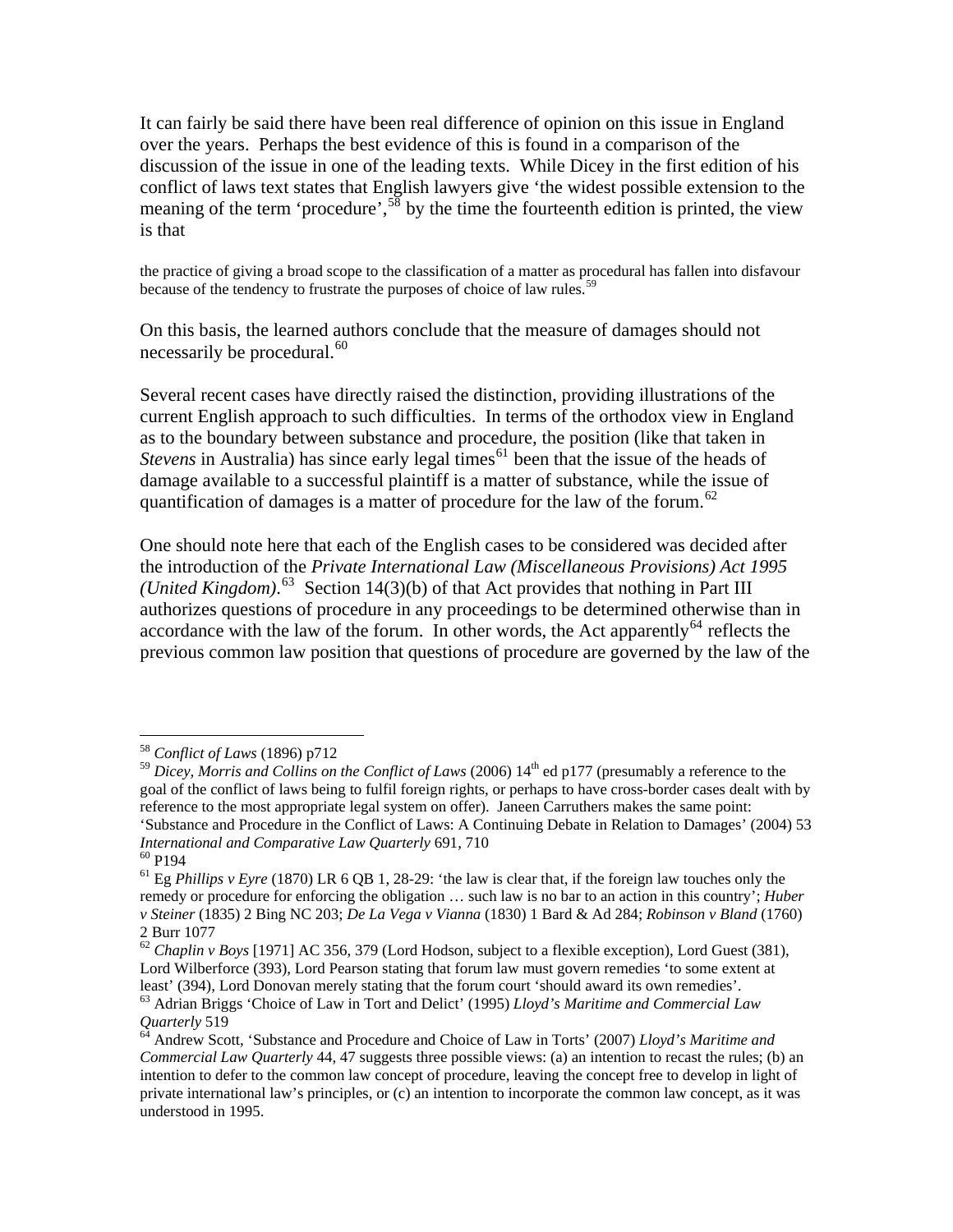It can fairly be said there have been real difference of opinion on this issue in England over the years. Perhaps the best evidence of this is found in a comparison of the discussion of the issue in one of the leading texts. While Dicey in the first edition of his conflict of laws text states that English lawyers give 'the widest possible extension to the meaning of the term 'procedure',[58] by the time the fourteenth edition is printed, the view is that

> the practice of giving a broad scope to the classification of a matter as procedural has fallen into disfavour because of the tendency to frustrate the purposes of choice of law rules.[59]

On this basis, the learned authors conclude that the measure of damages should not necessarily be procedural.[60]

Several recent cases have directly raised the distinction, providing illustrations of the current English approach to such difficulties. In terms of the orthodox view in England as to the boundary between substance and procedure, the position (like that taken in *Stevens* in Australia) has since early legal times[61] been that the issue of the heads of damage available to a successful plaintiff is a matter of substance, while the issue of quantification of damages is a matter of procedure for the law of the forum.[62]

One should note here that each of the English cases to be considered was decided after the introduction of the *Private International Law (Miscellaneous Provisions) Act 1995 (United Kingdom)*.[63] Section 14(3)(b) of that Act provides that nothing in Part III authorizes questions of procedure in any proceedings to be determined otherwise than in accordance with the law of the forum. In other words, the Act apparently[64] reflects the previous common law position that questions of procedure are governed by the law of the

---

[58] *Conflict of Laws* (1896) p712

[59] *Dicey, Morris and Collins on the Conflict of Laws* (2006) 14th ed p177 (presumably a reference to the goal of the conflict of laws being to fulfil foreign rights, or perhaps to have cross-border cases dealt with by reference to the most appropriate legal system on offer). Janeen Carruthers makes the same point: 'Substance and Procedure in the Conflict of Laws: A Continuing Debate in Relation to Damages' (2004) 53 *International and Comparative Law Quarterly* 691, 710

[60] P194

[61] Eg *Phillips v Eyre* (1870) LR 6 QB 1, 28-29: 'the law is clear that, if the foreign law touches only the remedy or procedure for enforcing the obligation … such law is no bar to an action in this country'; *Huber v Steiner* (1835) 2 Bing NC 203; *De La Vega v Vianna* (1830) 1 Bard & Ad 284; *Robinson v Bland* (1760) 2 Burr 1077

[62] *Chaplin v Boys* [1971] AC 356, 379 (Lord Hodson, subject to a flexible exception), Lord Guest (381), Lord Wilberforce (393), Lord Pearson stating that forum law must govern remedies 'to some extent at least' (394), Lord Donovan merely stating that the forum court 'should award its own remedies'.

[63] Adrian Briggs 'Choice of Law in Tort and Delict' (1995) *Lloyd's Maritime and Commercial Law Quarterly* 519

[64] Andrew Scott, 'Substance and Procedure and Choice of Law in Torts' (2007) *Lloyd's Maritime and Commercial Law Quarterly* 44, 47 suggests three possible views: (a) an intention to recast the rules; (b) an intention to defer to the common law concept of procedure, leaving the concept free to develop in light of private international law's principles, or (c) an intention to incorporate the common law concept, as it was understood in 1995.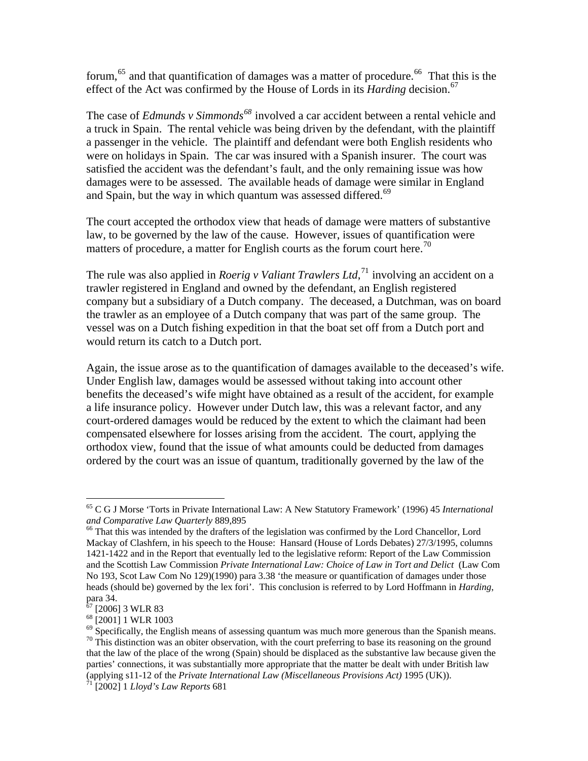forum,[65] and that quantification of damages was a matter of procedure.[66] That this is the effect of the Act was confirmed by the House of Lords in its *Harding* decision.[67]

The case of *Edmunds v Simmonds*[68] involved a car accident between a rental vehicle and a truck in Spain. The rental vehicle was being driven by the defendant, with the plaintiff a passenger in the vehicle. The plaintiff and defendant were both English residents who were on holidays in Spain. The car was insured with a Spanish insurer. The court was satisfied the accident was the defendant's fault, and the only remaining issue was how damages were to be assessed. The available heads of damage were similar in England and Spain, but the way in which quantum was assessed differed.[69]

The court accepted the orthodox view that heads of damage were matters of substantive law, to be governed by the law of the cause. However, issues of quantification were matters of procedure, a matter for English courts as the forum court here.[70]

The rule was also applied in *Roerig v Valiant Trawlers Ltd*,[71] involving an accident on a trawler registered in England and owned by the defendant, an English registered company but a subsidiary of a Dutch company. The deceased, a Dutchman, was on board the trawler as an employee of a Dutch company that was part of the same group. The vessel was on a Dutch fishing expedition in that the boat set off from a Dutch port and would return its catch to a Dutch port.

Again, the issue arose as to the quantification of damages available to the deceased's wife. Under English law, damages would be assessed without taking into account other benefits the deceased's wife might have obtained as a result of the accident, for example a life insurance policy. However under Dutch law, this was a relevant factor, and any court-ordered damages would be reduced by the extent to which the claimant had been compensated elsewhere for losses arising from the accident. The court, applying the orthodox view, found that the issue of what amounts could be deducted from damages ordered by the court was an issue of quantum, traditionally governed by the law of the

---

[65] C G J Morse 'Torts in Private International Law: A New Statutory Framework' (1996) 45 *International and Comparative Law Quarterly* 889,895

[66] That this was intended by the drafters of the legislation was confirmed by the Lord Chancellor, Lord Mackay of Clashfern, in his speech to the House: Hansard (House of Lords Debates) 27/3/1995, columns 1421-1422 and in the Report that eventually led to the legislative reform: Report of the Law Commission and the Scottish Law Commission *Private International Law: Choice of Law in Tort and Delict* (Law Com No 193, Scot Law Com No 129)(1990) para 3.38 'the measure or quantification of damages under those heads (should be) governed by the lex fori'. This conclusion is referred to by Lord Hoffmann in *Harding*, para 34.

[67] [2006] 3 WLR 83

[68] [2001] 1 WLR 1003

[69] Specifically, the English means of assessing quantum was much more generous than the Spanish means.

[70] This distinction was an obiter observation, with the court preferring to base its reasoning on the ground that the law of the place of the wrong (Spain) should be displaced as the substantive law because given the parties' connections, it was substantially more appropriate that the matter be dealt with under British law (applying s11-12 of the *Private International Law (Miscellaneous Provisions Act)* 1995 (UK)).

[71] [2002] 1 *Lloyd's Law Reports* 681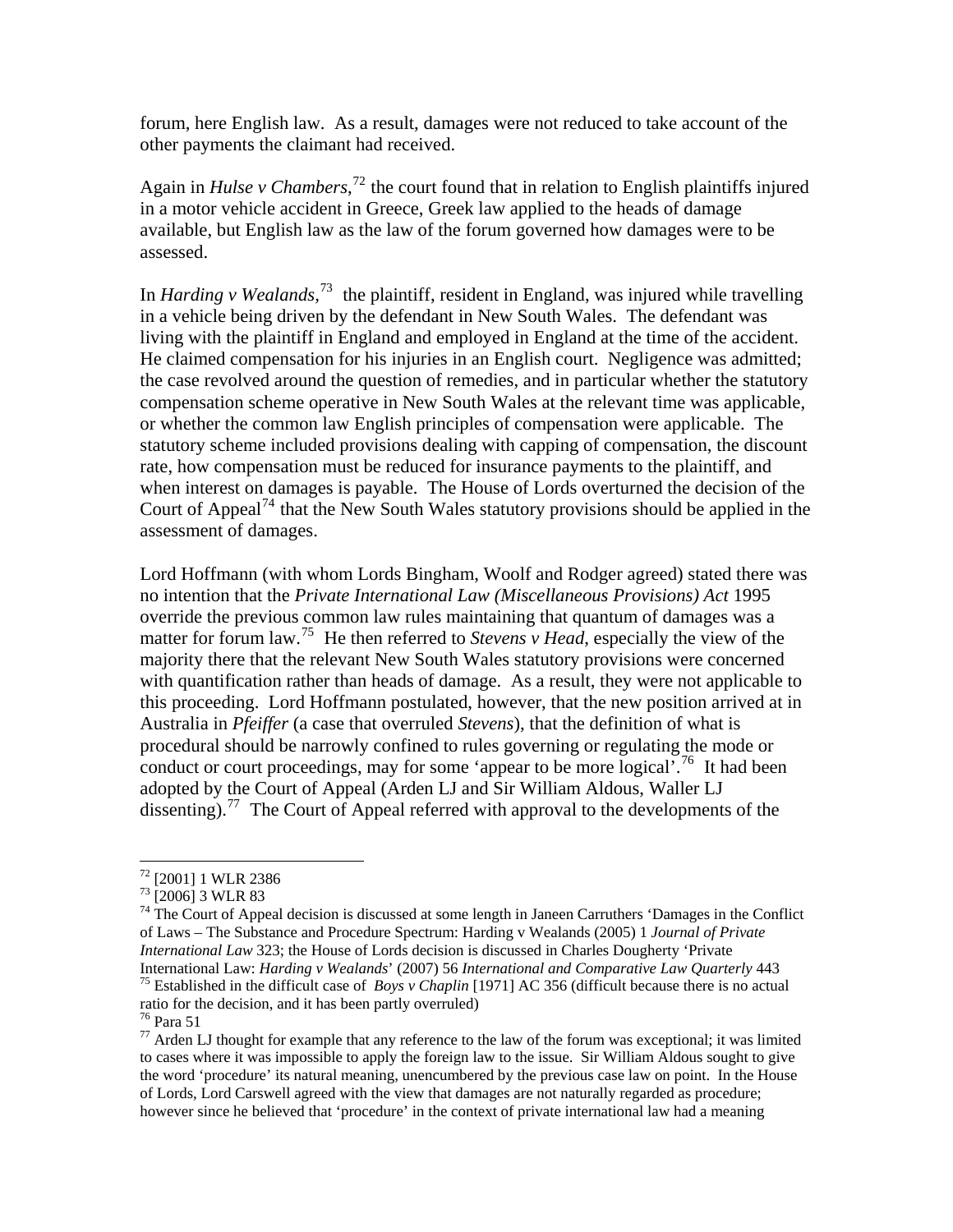forum, here English law. As a result, damages were not reduced to take account of the other payments the claimant had received.

Again in *Hulse v Chambers*,[72] the court found that in relation to English plaintiffs injured in a motor vehicle accident in Greece, Greek law applied to the heads of damage available, but English law as the law of the forum governed how damages were to be assessed.

In *Harding v Wealands*,[73] the plaintiff, resident in England, was injured while travelling in a vehicle being driven by the defendant in New South Wales. The defendant was living with the plaintiff in England and employed in England at the time of the accident. He claimed compensation for his injuries in an English court. Negligence was admitted; the case revolved around the question of remedies, and in particular whether the statutory compensation scheme operative in New South Wales at the relevant time was applicable, or whether the common law English principles of compensation were applicable. The statutory scheme included provisions dealing with capping of compensation, the discount rate, how compensation must be reduced for insurance payments to the plaintiff, and when interest on damages is payable. The House of Lords overturned the decision of the Court of Appeal[74] that the New South Wales statutory provisions should be applied in the assessment of damages.

Lord Hoffmann (with whom Lords Bingham, Woolf and Rodger agreed) stated there was no intention that the *Private International Law (Miscellaneous Provisions) Act* 1995 override the previous common law rules maintaining that quantum of damages was a matter for forum law.[75] He then referred to *Stevens v Head*, especially the view of the majority there that the relevant New South Wales statutory provisions were concerned with quantification rather than heads of damage. As a result, they were not applicable to this proceeding. Lord Hoffmann postulated, however, that the new position arrived at in Australia in *Pfeiffer* (a case that overruled *Stevens*), that the definition of what is procedural should be narrowly confined to rules governing or regulating the mode or conduct or court proceedings, may for some 'appear to be more logical'.[76] It had been adopted by the Court of Appeal (Arden LJ and Sir William Aldous, Waller LJ dissenting).[77] The Court of Appeal referred with approval to the developments of the

---

[72] [2001] 1 WLR 2386

[73] [2006] 3 WLR 83

[74] The Court of Appeal decision is discussed at some length in Janeen Carruthers 'Damages in the Conflict of Laws – The Substance and Procedure Spectrum: Harding v Wealands (2005) 1 *Journal of Private International Law* 323; the House of Lords decision is discussed in Charles Dougherty 'Private International Law: *Harding v Wealands*' (2007) 56 *International and Comparative Law Quarterly* 443

[75] Established in the difficult case of *Boys v Chaplin* [1971] AC 356 (difficult because there is no actual ratio for the decision, and it has been partly overruled)

[76] Para 51

[77] Arden LJ thought for example that any reference to the law of the forum was exceptional; it was limited to cases where it was impossible to apply the foreign law to the issue. Sir William Aldous sought to give the word 'procedure' its natural meaning, unencumbered by the previous case law on point. In the House of Lords, Lord Carswell agreed with the view that damages are not naturally regarded as procedure; however since he believed that 'procedure' in the context of private international law had a meaning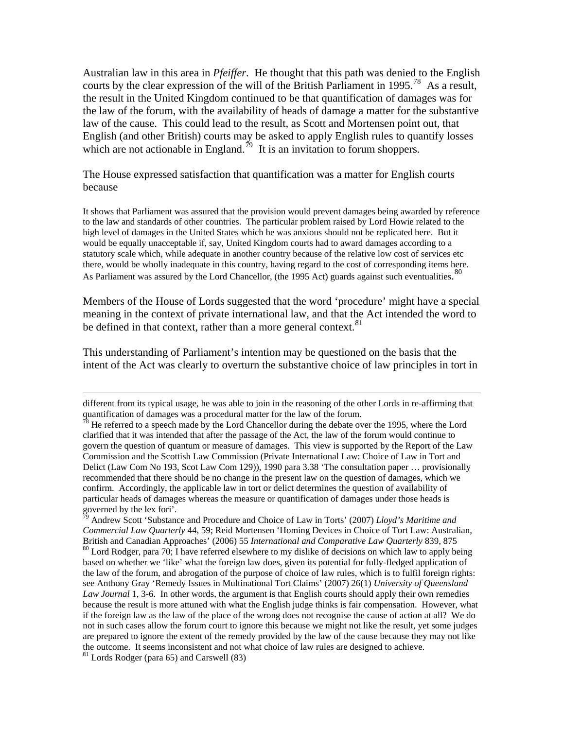Australian law in this area in *Pfeiffer*. He thought that this path was denied to the English courts by the clear expression of the will of the British Parliament in 1995.[78] As a result, the result in the United Kingdom continued to be that quantification of damages was for the law of the forum, with the availability of heads of damage a matter for the substantive law of the cause. This could lead to the result, as Scott and Mortensen point out, that English (and other British) courts may be asked to apply English rules to quantify losses which are not actionable in England.[79] It is an invitation to forum shoppers.

The House expressed satisfaction that quantification was a matter for English courts because

> It shows that Parliament was assured that the provision would prevent damages being awarded by reference to the law and standards of other countries. The particular problem raised by Lord Howie related to the high level of damages in the United States which he was anxious should not be replicated here. But it would be equally unacceptable if, say, United Kingdom courts had to award damages according to a statutory scale which, while adequate in another country because of the relative low cost of services etc there, would be wholly inadequate in this country, having regard to the cost of corresponding items here. As Parliament was assured by the Lord Chancellor, (the 1995 Act) guards against such eventualities.[80]

Members of the House of Lords suggested that the word 'procedure' might have a special meaning in the context of private international law, and that the Act intended the word to be defined in that context, rather than a more general context.[81]

This understanding of Parliament's intention may be questioned on the basis that the intent of the Act was clearly to overturn the substantive choice of law principles in tort in

---

different from its typical usage, he was able to join in the reasoning of the other Lords in re-affirming that quantification of damages was a procedural matter for the law of the forum.

[78] He referred to a speech made by the Lord Chancellor during the debate over the 1995, where the Lord clarified that it was intended that after the passage of the Act, the law of the forum would continue to govern the question of quantum or measure of damages. This view is supported by the Report of the Law Commission and the Scottish Law Commission (Private International Law: Choice of Law in Tort and Delict (Law Com No 193, Scot Law Com 129)), 1990 para 3.38 'The consultation paper … provisionally recommended that there should be no change in the present law on the question of damages, which we confirm. Accordingly, the applicable law in tort or delict determines the question of availability of particular heads of damages whereas the measure or quantification of damages under those heads is governed by the lex fori'.

[79] Andrew Scott 'Substance and Procedure and Choice of Law in Torts' (2007) *Lloyd's Maritime and Commercial Law Quarterly* 44, 59; Reid Mortensen 'Homing Devices in Choice of Tort Law: Australian, British and Canadian Approaches' (2006) 55 *International and Comparative Law Quarterly* 839, 875

[80] Lord Rodger, para 70; I have referred elsewhere to my dislike of decisions on which law to apply being based on whether we 'like' what the foreign law does, given its potential for fully-fledged application of the law of the forum, and abrogation of the purpose of choice of law rules, which is to fulfil foreign rights: see Anthony Gray 'Remedy Issues in Multinational Tort Claims' (2007) 26(1) *University of Queensland Law Journal* 1, 3-6. In other words, the argument is that English courts should apply their own remedies because the result is more attuned with what the English judge thinks is fair compensation. However, what if the foreign law as the law of the place of the wrong does not recognise the cause of action at all? We do not in such cases allow the forum court to ignore this because we might not like the result, yet some judges are prepared to ignore the extent of the remedy provided by the law of the cause because they may not like the outcome. It seems inconsistent and not what choice of law rules are designed to achieve.

[81] Lords Rodger (para 65) and Carswell (83)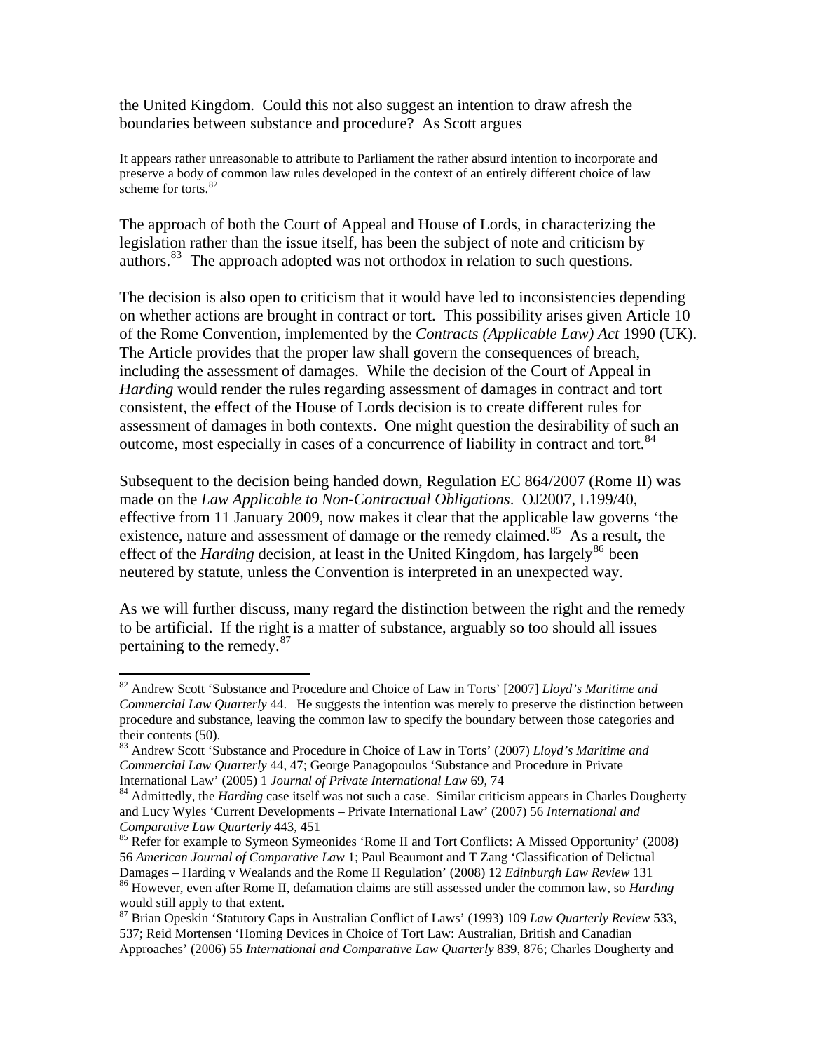the United Kingdom. Could this not also suggest an intention to draw afresh the boundaries between substance and procedure? As Scott argues

> It appears rather unreasonable to attribute to Parliament the rather absurd intention to incorporate and preserve a body of common law rules developed in the context of an entirely different choice of law scheme for torts.[82]

The approach of both the Court of Appeal and House of Lords, in characterizing the legislation rather than the issue itself, has been the subject of note and criticism by authors.[83] The approach adopted was not orthodox in relation to such questions.

The decision is also open to criticism that it would have led to inconsistencies depending on whether actions are brought in contract or tort. This possibility arises given Article 10 of the Rome Convention, implemented by the *Contracts (Applicable Law) Act* 1990 (UK). The Article provides that the proper law shall govern the consequences of breach, including the assessment of damages. While the decision of the Court of Appeal in *Harding* would render the rules regarding assessment of damages in contract and tort consistent, the effect of the House of Lords decision is to create different rules for assessment of damages in both contexts. One might question the desirability of such an outcome, most especially in cases of a concurrence of liability in contract and tort.[84]

Subsequent to the decision being handed down, Regulation EC 864/2007 (Rome II) was made on the *Law Applicable to Non-Contractual Obligations*. OJ2007, L199/40, effective from 11 January 2009, now makes it clear that the applicable law governs 'the existence, nature and assessment of damage or the remedy claimed.[85] As a result, the effect of the *Harding* decision, at least in the United Kingdom, has largely[86] been neutered by statute, unless the Convention is interpreted in an unexpected way.

As we will further discuss, many regard the distinction between the right and the remedy to be artificial. If the right is a matter of substance, arguably so too should all issues pertaining to the remedy.[87]

---

[82] Andrew Scott 'Substance and Procedure and Choice of Law in Torts' [2007] *Lloyd's Maritime and Commercial Law Quarterly* 44. He suggests the intention was merely to preserve the distinction between procedure and substance, leaving the common law to specify the boundary between those categories and their contents (50).

[83] Andrew Scott 'Substance and Procedure in Choice of Law in Torts' (2007) *Lloyd's Maritime and Commercial Law Quarterly* 44, 47; George Panagopoulos 'Substance and Procedure in Private International Law' (2005) 1 *Journal of Private International Law* 69, 74

[84] Admittedly, the *Harding* case itself was not such a case. Similar criticism appears in Charles Dougherty and Lucy Wyles 'Current Developments – Private International Law' (2007) 56 *International and Comparative Law Quarterly* 443, 451

[85] Refer for example to Symeon Symeonides 'Rome II and Tort Conflicts: A Missed Opportunity' (2008) 56 *American Journal of Comparative Law* 1; Paul Beaumont and T Zang 'Classification of Delictual Damages – Harding v Wealands and the Rome II Regulation' (2008) 12 *Edinburgh Law Review* 131

[86] However, even after Rome II, defamation claims are still assessed under the common law, so *Harding* would still apply to that extent.

[87] Brian Opeskin 'Statutory Caps in Australian Conflict of Laws' (1993) 109 *Law Quarterly Review* 533, 537; Reid Mortensen 'Homing Devices in Choice of Tort Law: Australian, British and Canadian Approaches' (2006) 55 *International and Comparative Law Quarterly* 839, 876; Charles Dougherty and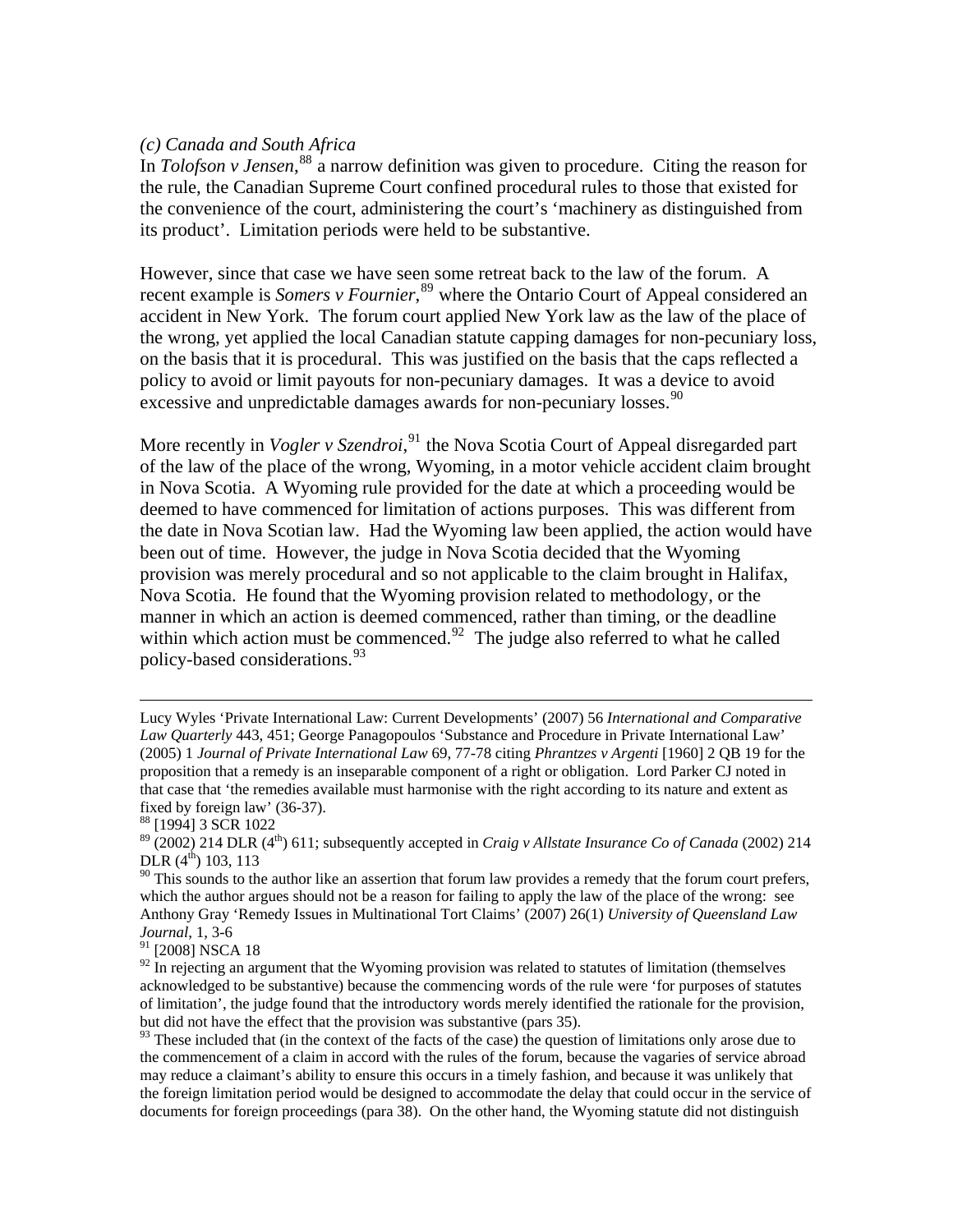### *(c) Canada and South Africa*

In *Tolofson v Jensen*,[88] a narrow definition was given to procedure. Citing the reason for the rule, the Canadian Supreme Court confined procedural rules to those that existed for the convenience of the court, administering the court's 'machinery as distinguished from its product'. Limitation periods were held to be substantive.

However, since that case we have seen some retreat back to the law of the forum. A recent example is *Somers v Fournier*,[89] where the Ontario Court of Appeal considered an accident in New York. The forum court applied New York law as the law of the place of the wrong, yet applied the local Canadian statute capping damages for non-pecuniary loss, on the basis that it is procedural. This was justified on the basis that the caps reflected a policy to avoid or limit payouts for non-pecuniary damages. It was a device to avoid excessive and unpredictable damages awards for non-pecuniary losses.[90]

More recently in *Vogler v Szendroi*,[91] the Nova Scotia Court of Appeal disregarded part of the law of the place of the wrong, Wyoming, in a motor vehicle accident claim brought in Nova Scotia. A Wyoming rule provided for the date at which a proceeding would be deemed to have commenced for limitation of actions purposes. This was different from the date in Nova Scotian law. Had the Wyoming law been applied, the action would have been out of time. However, the judge in Nova Scotia decided that the Wyoming provision was merely procedural and so not applicable to the claim brought in Halifax, Nova Scotia. He found that the Wyoming provision related to methodology, or the manner in which an action is deemed commenced, rather than timing, or the deadline within which action must be commenced.[92] The judge also referred to what he called policy-based considerations.[93]

---

Lucy Wyles 'Private International Law: Current Developments' (2007) 56 *International and Comparative Law Quarterly* 443, 451; George Panagopoulos 'Substance and Procedure in Private International Law' (2005) 1 *Journal of Private International Law* 69, 77-78 citing *Phrantzes v Argenti* [1960] 2 QB 19 for the proposition that a remedy is an inseparable component of a right or obligation. Lord Parker CJ noted in that case that 'the remedies available must harmonise with the right according to its nature and extent as fixed by foreign law' (36-37).

[88] [1994] 3 SCR 1022

[89] (2002) 214 DLR (4th) 611; subsequently accepted in *Craig v Allstate Insurance Co of Canada* (2002) 214 DLR (4th) 103, 113

[90] This sounds to the author like an assertion that forum law provides a remedy that the forum court prefers, which the author argues should not be a reason for failing to apply the law of the place of the wrong: see Anthony Gray 'Remedy Issues in Multinational Tort Claims' (2007) 26(1) *University of Queensland Law Journal*, 1, 3-6

[91] [2008] NSCA 18

[92] In rejecting an argument that the Wyoming provision was related to statutes of limitation (themselves acknowledged to be substantive) because the commencing words of the rule were 'for purposes of statutes of limitation', the judge found that the introductory words merely identified the rationale for the provision, but did not have the effect that the provision was substantive (pars 35).

[93] These included that (in the context of the facts of the case) the question of limitations only arose due to the commencement of a claim in accord with the rules of the forum, because the vagaries of service abroad may reduce a claimant's ability to ensure this occurs in a timely fashion, and because it was unlikely that the foreign limitation period would be designed to accommodate the delay that could occur in the service of documents for foreign proceedings (para 38). On the other hand, the Wyoming statute did not distinguish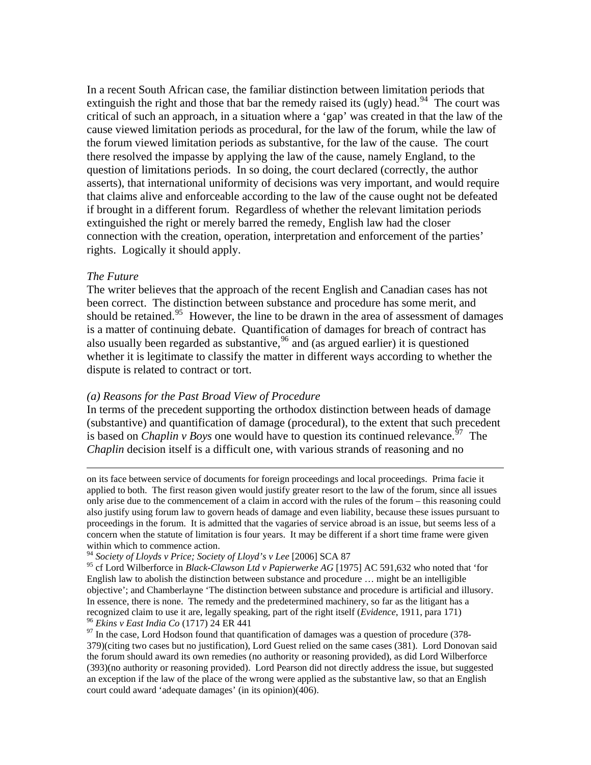In a recent South African case, the familiar distinction between limitation periods that extinguish the right and those that bar the remedy raised its (ugly) head.[94] The court was critical of such an approach, in a situation where a 'gap' was created in that the law of the cause viewed limitation periods as procedural, for the law of the forum, while the law of the forum viewed limitation periods as substantive, for the law of the cause. The court there resolved the impasse by applying the law of the cause, namely England, to the question of limitations periods. In so doing, the court declared (correctly, the author asserts), that international uniformity of decisions was very important, and would require that claims alive and enforceable according to the law of the cause ought not be defeated if brought in a different forum. Regardless of whether the relevant limitation periods extinguished the right or merely barred the remedy, English law had the closer connection with the creation, operation, interpretation and enforcement of the parties' rights. Logically it should apply.

*The Future*

The writer believes that the approach of the recent English and Canadian cases has not been correct. The distinction between substance and procedure has some merit, and should be retained.[95] However, the line to be drawn in the area of assessment of damages is a matter of continuing debate. Quantification of damages for breach of contract has also usually been regarded as substantive,[96] and (as argued earlier) it is questioned whether it is legitimate to classify the matter in different ways according to whether the dispute is related to contract or tort.

*(a) Reasons for the Past Broad View of Procedure*

In terms of the precedent supporting the orthodox distinction between heads of damage (substantive) and quantification of damage (procedural), to the extent that such precedent is based on *Chaplin v Boys* one would have to question its continued relevance.[97] The *Chaplin* decision itself is a difficult one, with various strands of reasoning and no

---

on its face between service of documents for foreign proceedings and local proceedings. Prima facie it applied to both. The first reason given would justify greater resort to the law of the forum, since all issues only arise due to the commencement of a claim in accord with the rules of the forum – this reasoning could also justify using forum law to govern heads of damage and even liability, because these issues pursuant to proceedings in the forum. It is admitted that the vagaries of service abroad is an issue, but seems less of a concern when the statute of limitation is four years. It may be different if a short time frame were given within which to commence action.

[94] *Society of Lloyds v Price; Society of Lloyd's v Lee* [2006] SCA 87

[95] cf Lord Wilberforce in *Black-Clawson Ltd v Papierwerke AG* [1975] AC 591,632 who noted that 'for English law to abolish the distinction between substance and procedure … might be an intelligible objective'; and Chamberlayne 'The distinction between substance and procedure is artificial and illusory. In essence, there is none. The remedy and the predetermined machinery, so far as the litigant has a recognized claim to use it are, legally speaking, part of the right itself (*Evidence*, 1911, para 171)

[96] *Ekins v East India Co* (1717) 24 ER 441

[97] In the case, Lord Hodson found that quantification of damages was a question of procedure (378-379)(citing two cases but no justification), Lord Guest relied on the same cases (381). Lord Donovan said the forum should award its own remedies (no authority or reasoning provided), as did Lord Wilberforce (393)(no authority or reasoning provided). Lord Pearson did not directly address the issue, but suggested an exception if the law of the place of the wrong were applied as the substantive law, so that an English court could award 'adequate damages' (in its opinion)(406).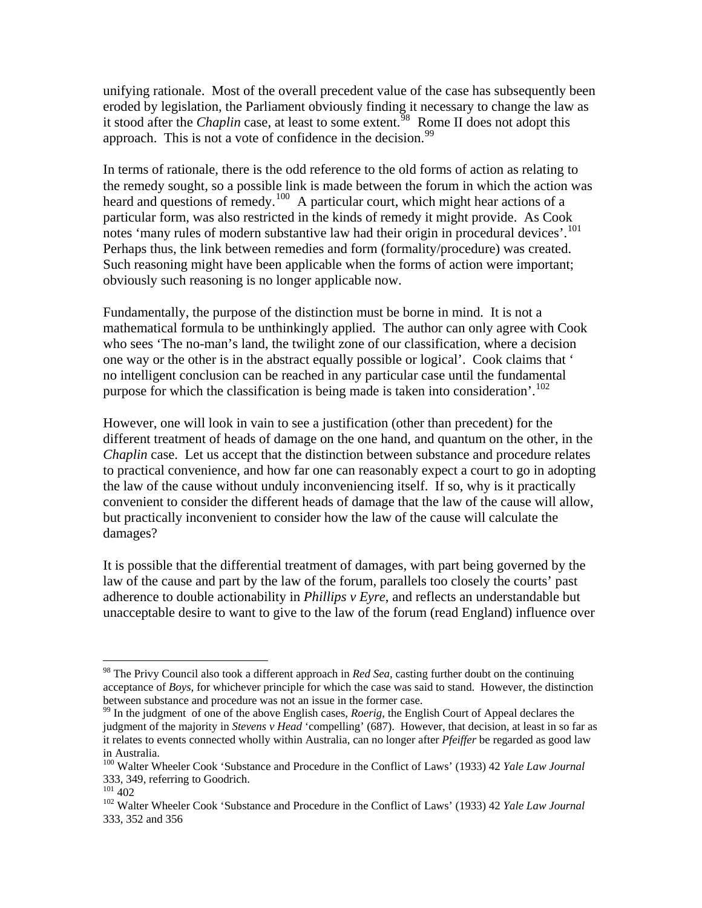unifying rationale. Most of the overall precedent value of the case has subsequently been eroded by legislation, the Parliament obviously finding it necessary to change the law as it stood after the *Chaplin* case, at least to some extent.[98] Rome II does not adopt this approach. This is not a vote of confidence in the decision.[99]

In terms of rationale, there is the odd reference to the old forms of action as relating to the remedy sought, so a possible link is made between the forum in which the action was heard and questions of remedy.[100] A particular court, which might hear actions of a particular form, was also restricted in the kinds of remedy it might provide. As Cook notes 'many rules of modern substantive law had their origin in procedural devices'.[101] Perhaps thus, the link between remedies and form (formality/procedure) was created. Such reasoning might have been applicable when the forms of action were important; obviously such reasoning is no longer applicable now.

Fundamentally, the purpose of the distinction must be borne in mind. It is not a mathematical formula to be unthinkingly applied. The author can only agree with Cook who sees 'The no-man's land, the twilight zone of our classification, where a decision one way or the other is in the abstract equally possible or logical'. Cook claims that ' no intelligent conclusion can be reached in any particular case until the fundamental purpose for which the classification is being made is taken into consideration'.[102]

However, one will look in vain to see a justification (other than precedent) for the different treatment of heads of damage on the one hand, and quantum on the other, in the *Chaplin* case. Let us accept that the distinction between substance and procedure relates to practical convenience, and how far one can reasonably expect a court to go in adopting the law of the cause without unduly inconveniencing itself. If so, why is it practically convenient to consider the different heads of damage that the law of the cause will allow, but practically inconvenient to consider how the law of the cause will calculate the damages?

It is possible that the differential treatment of damages, with part being governed by the law of the cause and part by the law of the forum, parallels too closely the courts' past adherence to double actionability in *Phillips v Eyre*, and reflects an understandable but unacceptable desire to want to give to the law of the forum (read England) influence over

---

[98] The Privy Council also took a different approach in *Red Sea*, casting further doubt on the continuing acceptance of *Boys*, for whichever principle for which the case was said to stand. However, the distinction between substance and procedure was not an issue in the former case.

[99] In the judgment of one of the above English cases, *Roerig*, the English Court of Appeal declares the judgment of the majority in *Stevens v Head* 'compelling' (687). However, that decision, at least in so far as it relates to events connected wholly within Australia, can no longer after *Pfeiffer* be regarded as good law in Australia.

[100] Walter Wheeler Cook 'Substance and Procedure in the Conflict of Laws' (1933) 42 *Yale Law Journal* 333, 349, referring to Goodrich.

[101] 402

[102] Walter Wheeler Cook 'Substance and Procedure in the Conflict of Laws' (1933) 42 *Yale Law Journal* 333, 352 and 356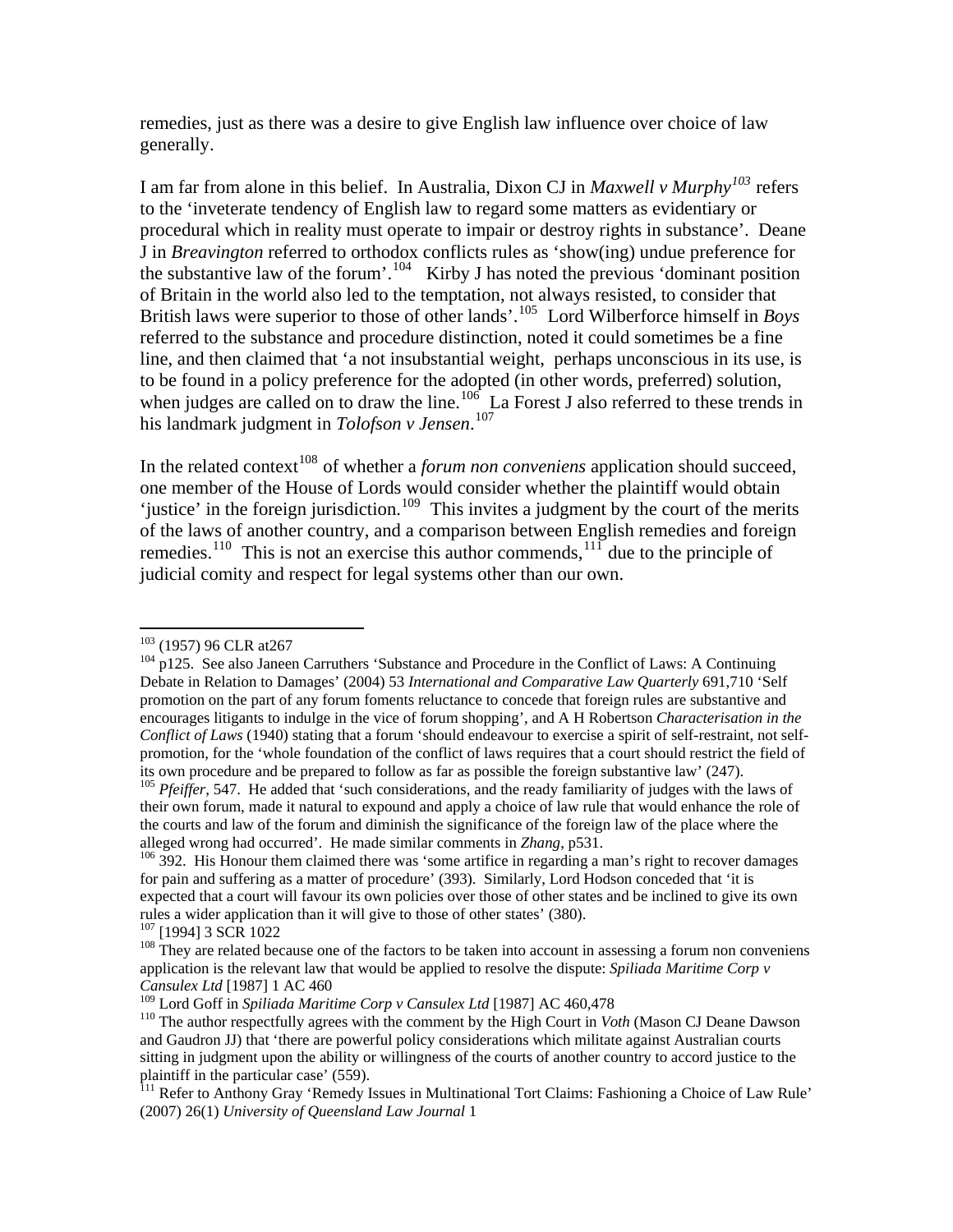remedies, just as there was a desire to give English law influence over choice of law generally.

I am far from alone in this belief. In Australia, Dixon CJ in *Maxwell v Murphy*[103] refers to the 'inveterate tendency of English law to regard some matters as evidentiary or procedural which in reality must operate to impair or destroy rights in substance'. Deane J in *Breavington* referred to orthodox conflicts rules as 'show(ing) undue preference for the substantive law of the forum'.[104] Kirby J has noted the previous 'dominant position of Britain in the world also led to the temptation, not always resisted, to consider that British laws were superior to those of other lands'.[105] Lord Wilberforce himself in *Boys* referred to the substance and procedure distinction, noted it could sometimes be a fine line, and then claimed that 'a not insubstantial weight, perhaps unconscious in its use, is to be found in a policy preference for the adopted (in other words, preferred) solution, when judges are called on to draw the line.[106] La Forest J also referred to these trends in his landmark judgment in *Tolofson v Jensen*.[107]

In the related context[108] of whether a *forum non conveniens* application should succeed, one member of the House of Lords would consider whether the plaintiff would obtain 'justice' in the foreign jurisdiction.[109] This invites a judgment by the court of the merits of the laws of another country, and a comparison between English remedies and foreign remedies.[110] This is not an exercise this author commends,[111] due to the principle of judicial comity and respect for legal systems other than our own.

---

[103] (1957) 96 CLR at267

[104] p125. See also Janeen Carruthers 'Substance and Procedure in the Conflict of Laws: A Continuing Debate in Relation to Damages' (2004) 53 *International and Comparative Law Quarterly* 691,710 'Self promotion on the part of any forum foments reluctance to concede that foreign rules are substantive and encourages litigants to indulge in the vice of forum shopping', and A H Robertson *Characterisation in the Conflict of Laws* (1940) stating that a forum 'should endeavour to exercise a spirit of self-restraint, not self-promotion, for the 'whole foundation of the conflict of laws requires that a court should restrict the field of its own procedure and be prepared to follow as far as possible the foreign substantive law' (247).

[105] *Pfeiffer*, 547. He added that 'such considerations, and the ready familiarity of judges with the laws of their own forum, made it natural to expound and apply a choice of law rule that would enhance the role of the courts and law of the forum and diminish the significance of the foreign law of the place where the alleged wrong had occurred'. He made similar comments in *Zhang*, p531.

[106] 392. His Honour them claimed there was 'some artifice in regarding a man's right to recover damages for pain and suffering as a matter of procedure' (393). Similarly, Lord Hodson conceded that 'it is expected that a court will favour its own policies over those of other states and be inclined to give its own rules a wider application than it will give to those of other states' (380).

[107] [1994] 3 SCR 1022

[108] They are related because one of the factors to be taken into account in assessing a forum non conveniens application is the relevant law that would be applied to resolve the dispute: *Spiliada Maritime Corp v Cansulex Ltd* [1987] 1 AC 460

[109] Lord Goff in *Spiliada Maritime Corp v Cansulex Ltd* [1987] AC 460,478

[110] The author respectfully agrees with the comment by the High Court in *Voth* (Mason CJ Deane Dawson and Gaudron JJ) that 'there are powerful policy considerations which militate against Australian courts sitting in judgment upon the ability or willingness of the courts of another country to accord justice to the plaintiff in the particular case' (559).

[111] Refer to Anthony Gray 'Remedy Issues in Multinational Tort Claims: Fashioning a Choice of Law Rule' (2007) 26(1) *University of Queensland Law Journal* 1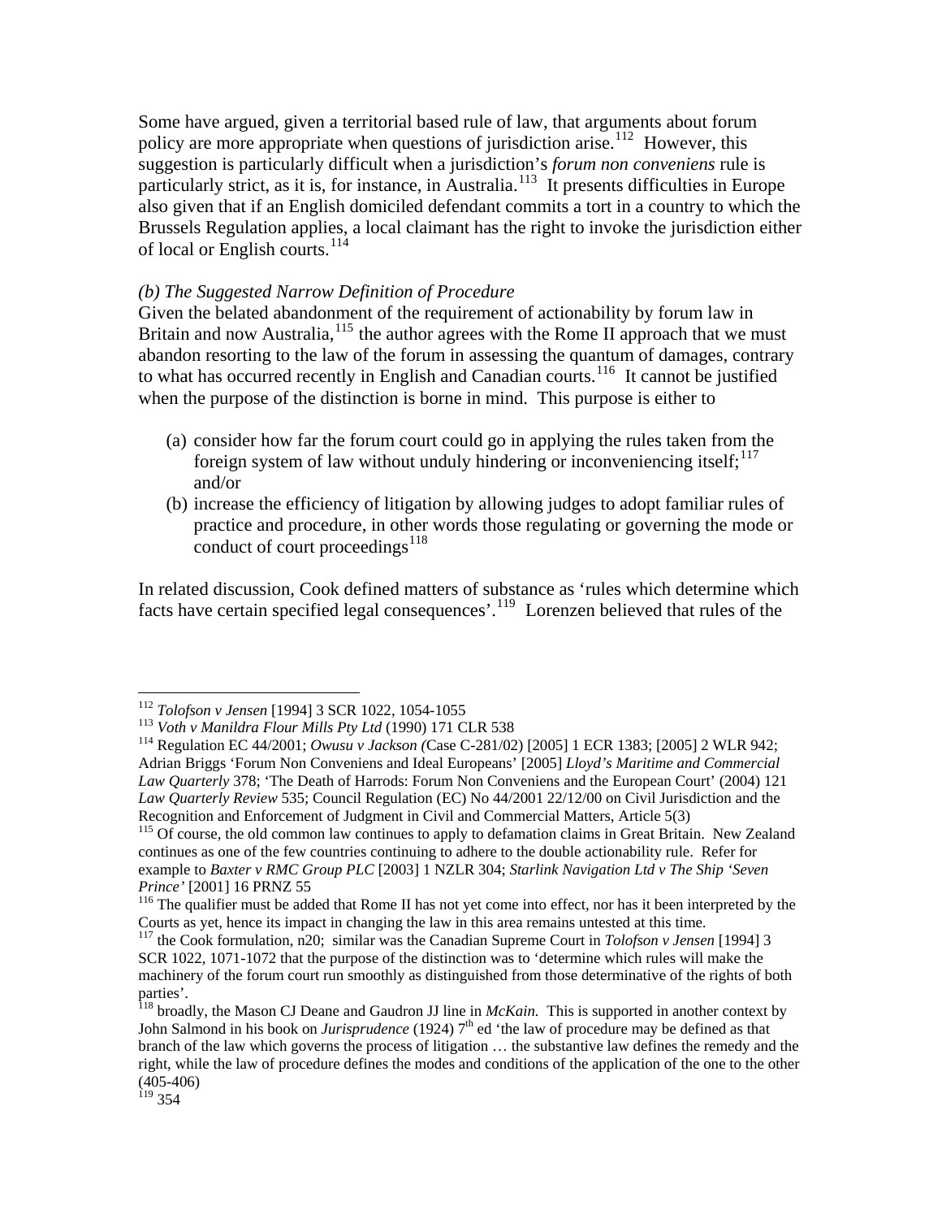Some have argued, given a territorial based rule of law, that arguments about forum policy are more appropriate when questions of jurisdiction arise.[112] However, this suggestion is particularly difficult when a jurisdiction's *forum non conveniens* rule is particularly strict, as it is, for instance, in Australia.[113] It presents difficulties in Europe also given that if an English domiciled defendant commits a tort in a country to which the Brussels Regulation applies, a local claimant has the right to invoke the jurisdiction either of local or English courts.[114]

*(b) The Suggested Narrow Definition of Procedure*

Given the belated abandonment of the requirement of actionability by forum law in Britain and now Australia,[115] the author agrees with the Rome II approach that we must abandon resorting to the law of the forum in assessing the quantum of damages, contrary to what has occurred recently in English and Canadian courts.[116] It cannot be justified when the purpose of the distinction is borne in mind. This purpose is either to

(a) consider how far the forum court could go in applying the rules taken from the foreign system of law without unduly hindering or inconveniencing itself;[117] and/or
(b) increase the efficiency of litigation by allowing judges to adopt familiar rules of practice and procedure, in other words those regulating or governing the mode or conduct of court proceedings[118]

In related discussion, Cook defined matters of substance as 'rules which determine which facts have certain specified legal consequences'.[119] Lorenzen believed that rules of the

---

[112] *Tolofson v Jensen* [1994] 3 SCR 1022, 1054-1055

[113] *Voth v Manildra Flour Mills Pty Ltd* (1990) 171 CLR 538

[114] Regulation EC 44/2001; *Owusu v Jackson (*Case C-281/02) [2005] 1 ECR 1383; [2005] 2 WLR 942; Adrian Briggs 'Forum Non Conveniens and Ideal Europeans' [2005] *Lloyd's Maritime and Commercial Law Quarterly* 378; 'The Death of Harrods: Forum Non Conveniens and the European Court' (2004) 121 *Law Quarterly Review* 535; Council Regulation (EC) No 44/2001 22/12/00 on Civil Jurisdiction and the Recognition and Enforcement of Judgment in Civil and Commercial Matters, Article 5(3)

[115] Of course, the old common law continues to apply to defamation claims in Great Britain. New Zealand continues as one of the few countries continuing to adhere to the double actionability rule. Refer for example to *Baxter v RMC Group PLC* [2003] 1 NZLR 304; *Starlink Navigation Ltd v The Ship 'Seven Prince'* [2001] 16 PRNZ 55

[116] The qualifier must be added that Rome II has not yet come into effect, nor has it been interpreted by the Courts as yet, hence its impact in changing the law in this area remains untested at this time.

[117] the Cook formulation, n20; similar was the Canadian Supreme Court in *Tolofson v Jensen* [1994] 3 SCR 1022, 1071-1072 that the purpose of the distinction was to 'determine which rules will make the machinery of the forum court run smoothly as distinguished from those determinative of the rights of both parties'.

[118] broadly, the Mason CJ Deane and Gaudron JJ line in *McKain.* This is supported in another context by John Salmond in his book on *Jurisprudence* (1924) 7th ed 'the law of procedure may be defined as that branch of the law which governs the process of litigation … the substantive law defines the remedy and the right, while the law of procedure defines the modes and conditions of the application of the one to the other (405-406)

[119] 354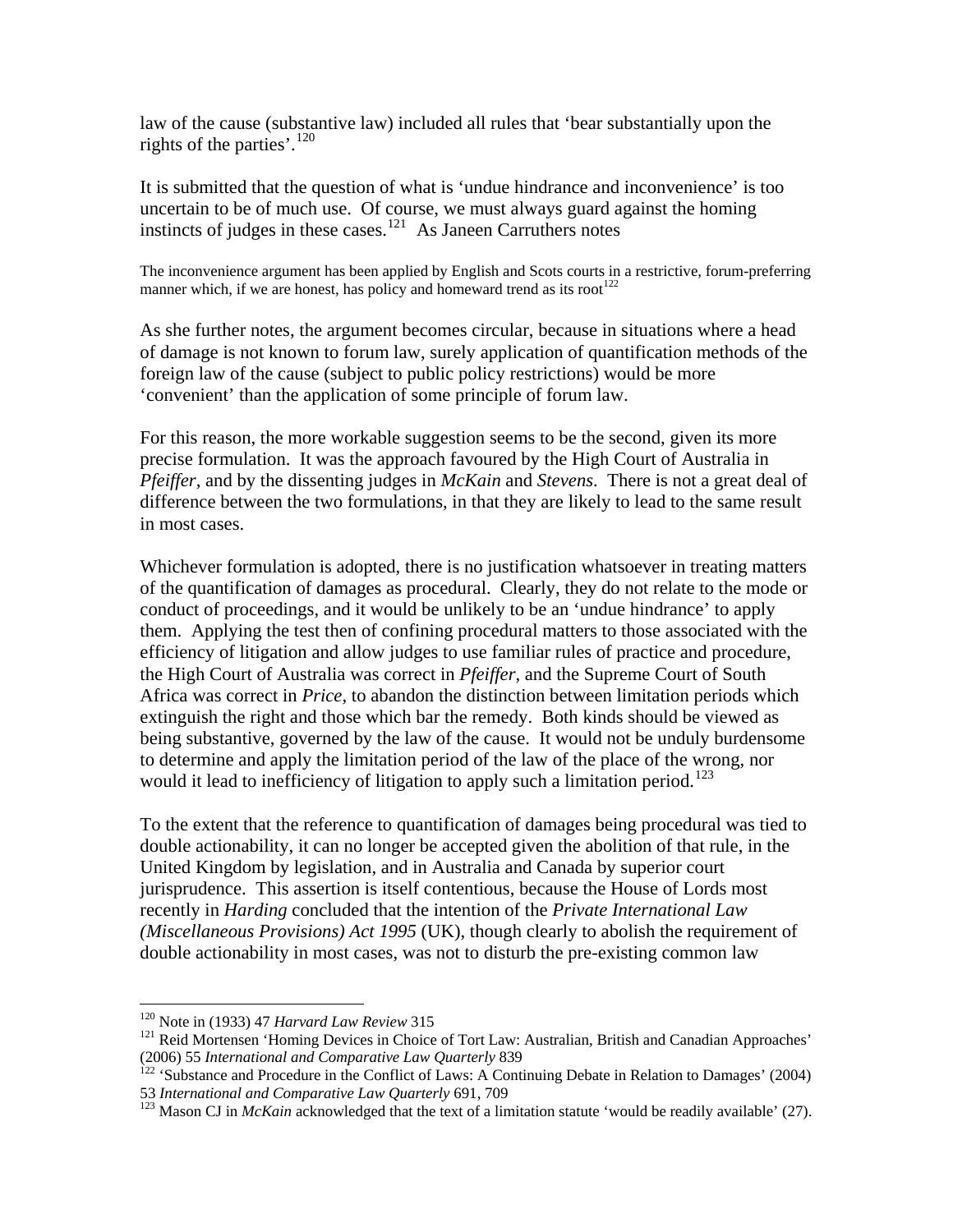law of the cause (substantive law) included all rules that 'bear substantially upon the rights of the parties'.[120]

It is submitted that the question of what is 'undue hindrance and inconvenience' is too uncertain to be of much use. Of course, we must always guard against the homing instincts of judges in these cases.[121] As Janeen Carruthers notes

> The inconvenience argument has been applied by English and Scots courts in a restrictive, forum-preferring manner which, if we are honest, has policy and homeward trend as its root[122]

As she further notes, the argument becomes circular, because in situations where a head of damage is not known to forum law, surely application of quantification methods of the foreign law of the cause (subject to public policy restrictions) would be more 'convenient' than the application of some principle of forum law.

For this reason, the more workable suggestion seems to be the second, given its more precise formulation. It was the approach favoured by the High Court of Australia in *Pfeiffer*, and by the dissenting judges in *McKain* and *Stevens*. There is not a great deal of difference between the two formulations, in that they are likely to lead to the same result in most cases.

Whichever formulation is adopted, there is no justification whatsoever in treating matters of the quantification of damages as procedural. Clearly, they do not relate to the mode or conduct of proceedings, and it would be unlikely to be an 'undue hindrance' to apply them. Applying the test then of confining procedural matters to those associated with the efficiency of litigation and allow judges to use familiar rules of practice and procedure, the High Court of Australia was correct in *Pfeiffer*, and the Supreme Court of South Africa was correct in *Price*, to abandon the distinction between limitation periods which extinguish the right and those which bar the remedy. Both kinds should be viewed as being substantive, governed by the law of the cause. It would not be unduly burdensome to determine and apply the limitation period of the law of the place of the wrong, nor would it lead to inefficiency of litigation to apply such a limitation period.[123]

To the extent that the reference to quantification of damages being procedural was tied to double actionability, it can no longer be accepted given the abolition of that rule, in the United Kingdom by legislation, and in Australia and Canada by superior court jurisprudence. This assertion is itself contentious, because the House of Lords most recently in *Harding* concluded that the intention of the *Private International Law (Miscellaneous Provisions) Act 1995* (UK), though clearly to abolish the requirement of double actionability in most cases, was not to disturb the pre-existing common law

---

[120] Note in (1933) 47 *Harvard Law Review* 315

[121] Reid Mortensen 'Homing Devices in Choice of Tort Law: Australian, British and Canadian Approaches' (2006) 55 *International and Comparative Law Quarterly* 839

[122] 'Substance and Procedure in the Conflict of Laws: A Continuing Debate in Relation to Damages' (2004) 53 *International and Comparative Law Quarterly* 691, 709

[123] Mason CJ in *McKain* acknowledged that the text of a limitation statute 'would be readily available' (27).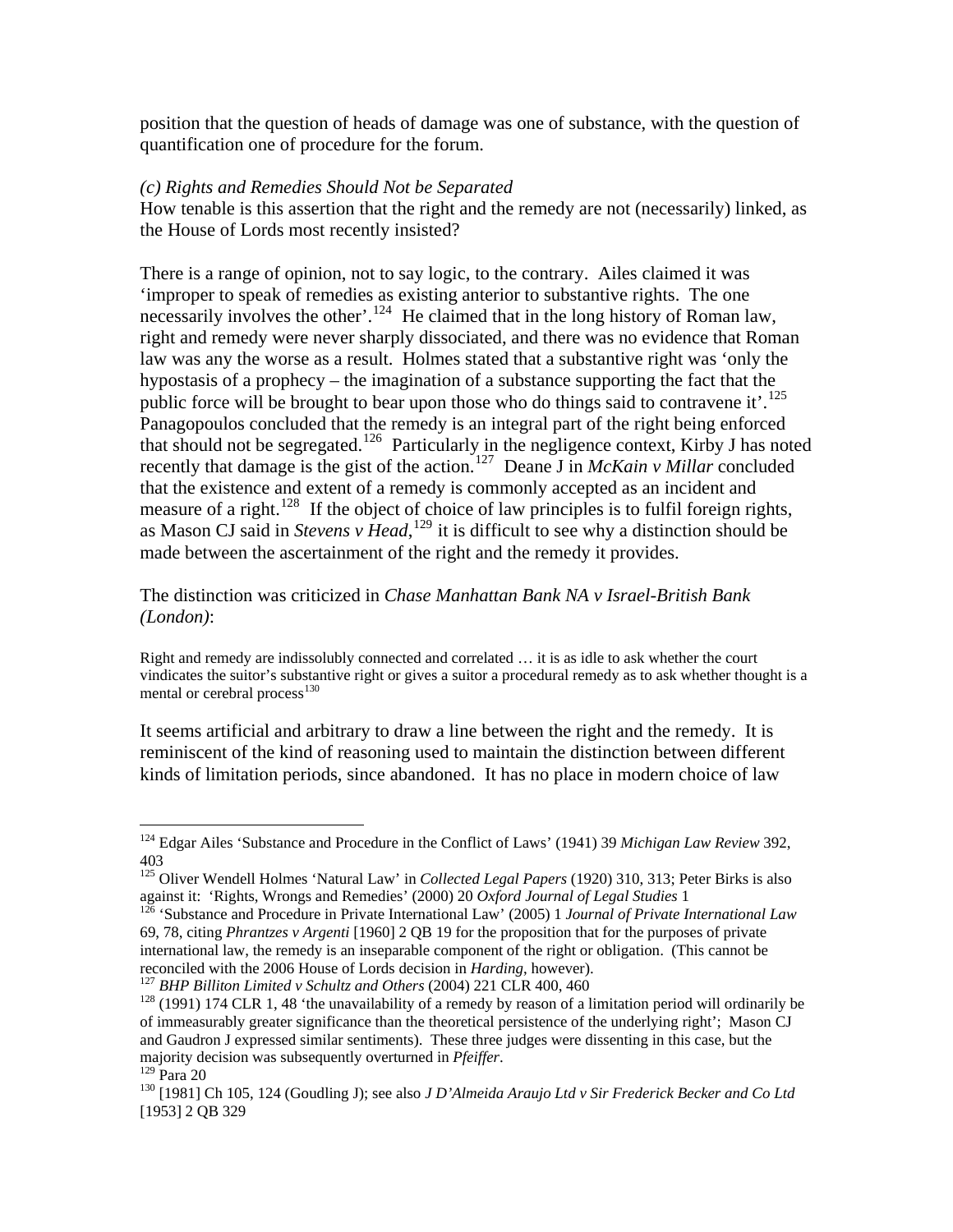position that the question of heads of damage was one of substance, with the question of quantification one of procedure for the forum.

*(c) Rights and Remedies Should Not be Separated*

How tenable is this assertion that the right and the remedy are not (necessarily) linked, as the House of Lords most recently insisted?

There is a range of opinion, not to say logic, to the contrary. Ailes claimed it was 'improper to speak of remedies as existing anterior to substantive rights. The one necessarily involves the other'.[124] He claimed that in the long history of Roman law, right and remedy were never sharply dissociated, and there was no evidence that Roman law was any the worse as a result. Holmes stated that a substantive right was 'only the hypostasis of a prophecy – the imagination of a substance supporting the fact that the public force will be brought to bear upon those who do things said to contravene it'.[125] Panagopoulos concluded that the remedy is an integral part of the right being enforced that should not be segregated.[126] Particularly in the negligence context, Kirby J has noted recently that damage is the gist of the action.[127] Deane J in *McKain v Millar* concluded that the existence and extent of a remedy is commonly accepted as an incident and measure of a right.[128] If the object of choice of law principles is to fulfil foreign rights, as Mason CJ said in *Stevens v Head*,[129] it is difficult to see why a distinction should be made between the ascertainment of the right and the remedy it provides.

The distinction was criticized in *Chase Manhattan Bank NA v Israel-British Bank (London)*:

> Right and remedy are indissolubly connected and correlated … it is as idle to ask whether the court vindicates the suitor's substantive right or gives a suitor a procedural remedy as to ask whether thought is a mental or cerebral process[130]

It seems artificial and arbitrary to draw a line between the right and the remedy. It is reminiscent of the kind of reasoning used to maintain the distinction between different kinds of limitation periods, since abandoned. It has no place in modern choice of law

---

[124] Edgar Ailes 'Substance and Procedure in the Conflict of Laws' (1941) 39 *Michigan Law Review* 392, 403

[125] Oliver Wendell Holmes 'Natural Law' in *Collected Legal Papers* (1920) 310, 313; Peter Birks is also against it: 'Rights, Wrongs and Remedies' (2000) 20 *Oxford Journal of Legal Studies* 1

[126] 'Substance and Procedure in Private International Law' (2005) 1 *Journal of Private International Law* 69, 78, citing *Phrantzes v Argenti* [1960] 2 QB 19 for the proposition that for the purposes of private international law, the remedy is an inseparable component of the right or obligation. (This cannot be reconciled with the 2006 House of Lords decision in *Harding*, however).

[127] *BHP Billiton Limited v Schultz and Others* (2004) 221 CLR 400, 460

[128] (1991) 174 CLR 1, 48 'the unavailability of a remedy by reason of a limitation period will ordinarily be of immeasurably greater significance than the theoretical persistence of the underlying right'; Mason CJ and Gaudron J expressed similar sentiments). These three judges were dissenting in this case, but the majority decision was subsequently overturned in *Pfeiffer*.

[129] Para 20

[130] [1981] Ch 105, 124 (Goudling J); see also *J D'Almeida Araujo Ltd v Sir Frederick Becker and Co Ltd* [1953] 2 QB 329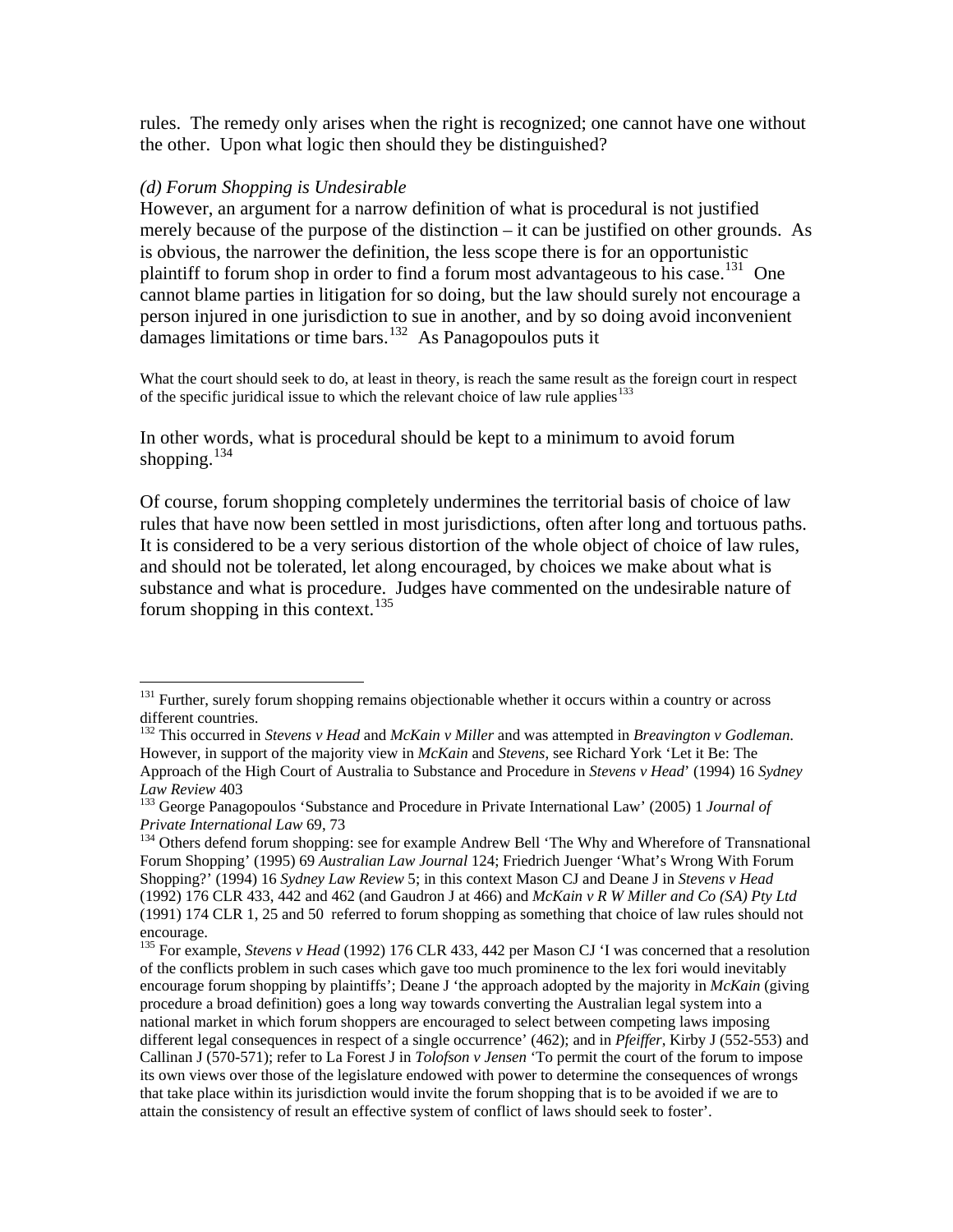rules. The remedy only arises when the right is recognized; one cannot have one without the other. Upon what logic then should they be distinguished?

*(d) Forum Shopping is Undesirable*

However, an argument for a narrow definition of what is procedural is not justified merely because of the purpose of the distinction – it can be justified on other grounds. As is obvious, the narrower the definition, the less scope there is for an opportunistic plaintiff to forum shop in order to find a forum most advantageous to his case.[131] One cannot blame parties in litigation for so doing, but the law should surely not encourage a person injured in one jurisdiction to sue in another, and by so doing avoid inconvenient damages limitations or time bars.[132] As Panagopoulos puts it

> What the court should seek to do, at least in theory, is reach the same result as the foreign court in respect of the specific juridical issue to which the relevant choice of law rule applies[133]

In other words, what is procedural should be kept to a minimum to avoid forum shopping.[134]

Of course, forum shopping completely undermines the territorial basis of choice of law rules that have now been settled in most jurisdictions, often after long and tortuous paths. It is considered to be a very serious distortion of the whole object of choice of law rules, and should not be tolerated, let along encouraged, by choices we make about what is substance and what is procedure. Judges have commented on the undesirable nature of forum shopping in this context.[135]

---

[131] Further, surely forum shopping remains objectionable whether it occurs within a country or across different countries.

[132] This occurred in *Stevens v Head* and *McKain v Miller* and was attempted in *Breavington v Godleman*. However, in support of the majority view in *McKain* and *Stevens*, see Richard York 'Let it Be: The Approach of the High Court of Australia to Substance and Procedure in *Stevens v Head*' (1994) 16 *Sydney Law Review* 403

[133] George Panagopoulos 'Substance and Procedure in Private International Law' (2005) 1 *Journal of Private International Law* 69, 73

[134] Others defend forum shopping: see for example Andrew Bell 'The Why and Wherefore of Transnational Forum Shopping' (1995) 69 *Australian Law Journal* 124; Friedrich Juenger 'What's Wrong With Forum Shopping?' (1994) 16 *Sydney Law Review* 5; in this context Mason CJ and Deane J in *Stevens v Head* (1992) 176 CLR 433, 442 and 462 (and Gaudron J at 466) and *McKain v R W Miller and Co (SA) Pty Ltd* (1991) 174 CLR 1, 25 and 50 referred to forum shopping as something that choice of law rules should not encourage.

[135] For example, *Stevens v Head* (1992) 176 CLR 433, 442 per Mason CJ 'I was concerned that a resolution of the conflicts problem in such cases which gave too much prominence to the lex fori would inevitably encourage forum shopping by plaintiffs'; Deane J 'the approach adopted by the majority in *McKain* (giving procedure a broad definition) goes a long way towards converting the Australian legal system into a national market in which forum shoppers are encouraged to select between competing laws imposing different legal consequences in respect of a single occurrence' (462); and in *Pfeiffer*, Kirby J (552-553) and Callinan J (570-571); refer to La Forest J in *Tolofson v Jensen* 'To permit the court of the forum to impose its own views over those of the legislature endowed with power to determine the consequences of wrongs that take place within its jurisdiction would invite the forum shopping that is to be avoided if we are to attain the consistency of result an effective system of conflict of laws should seek to foster'.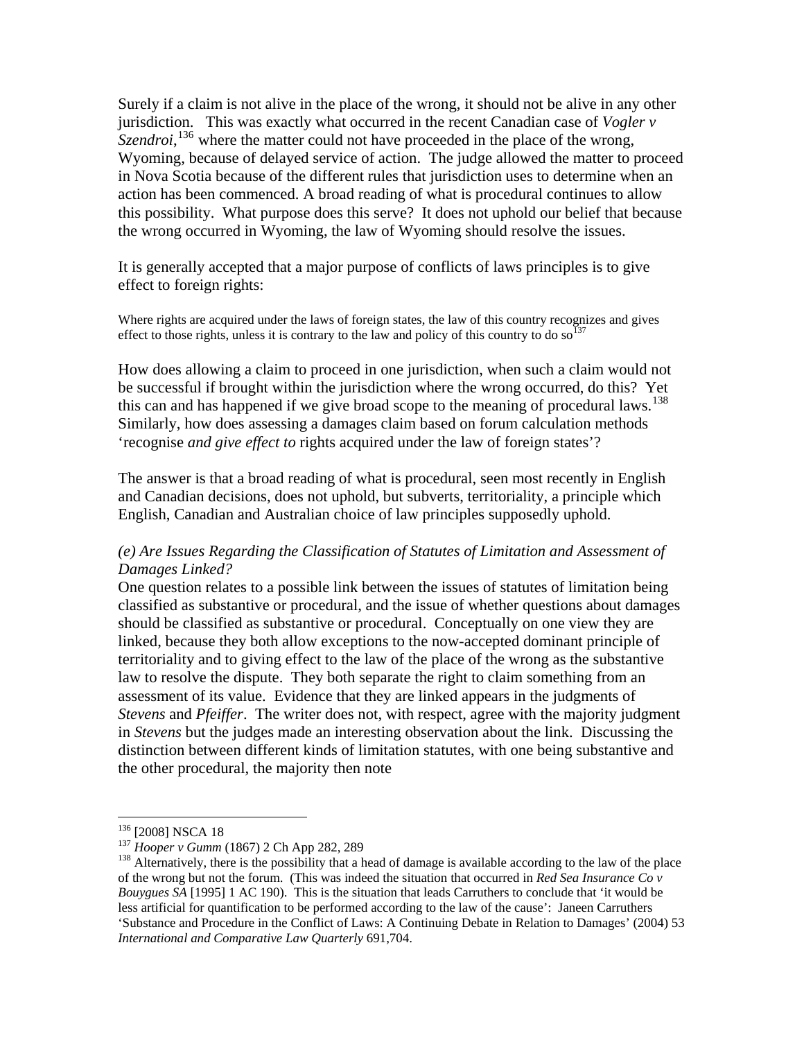Surely if a claim is not alive in the place of the wrong, it should not be alive in any other jurisdiction. This was exactly what occurred in the recent Canadian case of *Vogler v Szendroi*,[136] where the matter could not have proceeded in the place of the wrong, Wyoming, because of delayed service of action. The judge allowed the matter to proceed in Nova Scotia because of the different rules that jurisdiction uses to determine when an action has been commenced. A broad reading of what is procedural continues to allow this possibility. What purpose does this serve? It does not uphold our belief that because the wrong occurred in Wyoming, the law of Wyoming should resolve the issues.

It is generally accepted that a major purpose of conflicts of laws principles is to give effect to foreign rights:

> Where rights are acquired under the laws of foreign states, the law of this country recognizes and gives effect to those rights, unless it is contrary to the law and policy of this country to do so[137]

How does allowing a claim to proceed in one jurisdiction, when such a claim would not be successful if brought within the jurisdiction where the wrong occurred, do this? Yet this can and has happened if we give broad scope to the meaning of procedural laws.[138] Similarly, how does assessing a damages claim based on forum calculation methods 'recognise *and give effect to* rights acquired under the law of foreign states'?

The answer is that a broad reading of what is procedural, seen most recently in English and Canadian decisions, does not uphold, but subverts, territoriality, a principle which English, Canadian and Australian choice of law principles supposedly uphold.

*(e) Are Issues Regarding the Classification of Statutes of Limitation and Assessment of Damages Linked?*

One question relates to a possible link between the issues of statutes of limitation being classified as substantive or procedural, and the issue of whether questions about damages should be classified as substantive or procedural. Conceptually on one view they are linked, because they both allow exceptions to the now-accepted dominant principle of territoriality and to giving effect to the law of the place of the wrong as the substantive law to resolve the dispute. They both separate the right to claim something from an assessment of its value. Evidence that they are linked appears in the judgments of *Stevens* and *Pfeiffer*. The writer does not, with respect, agree with the majority judgment in *Stevens* but the judges made an interesting observation about the link. Discussing the distinction between different kinds of limitation statutes, with one being substantive and the other procedural, the majority then note

---

[136] [2008] NSCA 18

[137] *Hooper v Gumm* (1867) 2 Ch App 282, 289

[138] Alternatively, there is the possibility that a head of damage is available according to the law of the place of the wrong but not the forum. (This was indeed the situation that occurred in *Red Sea Insurance Co v Bouygues SA* [1995] 1 AC 190). This is the situation that leads Carruthers to conclude that 'it would be less artificial for quantification to be performed according to the law of the cause': Janeen Carruthers 'Substance and Procedure in the Conflict of Laws: A Continuing Debate in Relation to Damages' (2004) 53 *International and Comparative Law Quarterly* 691,704.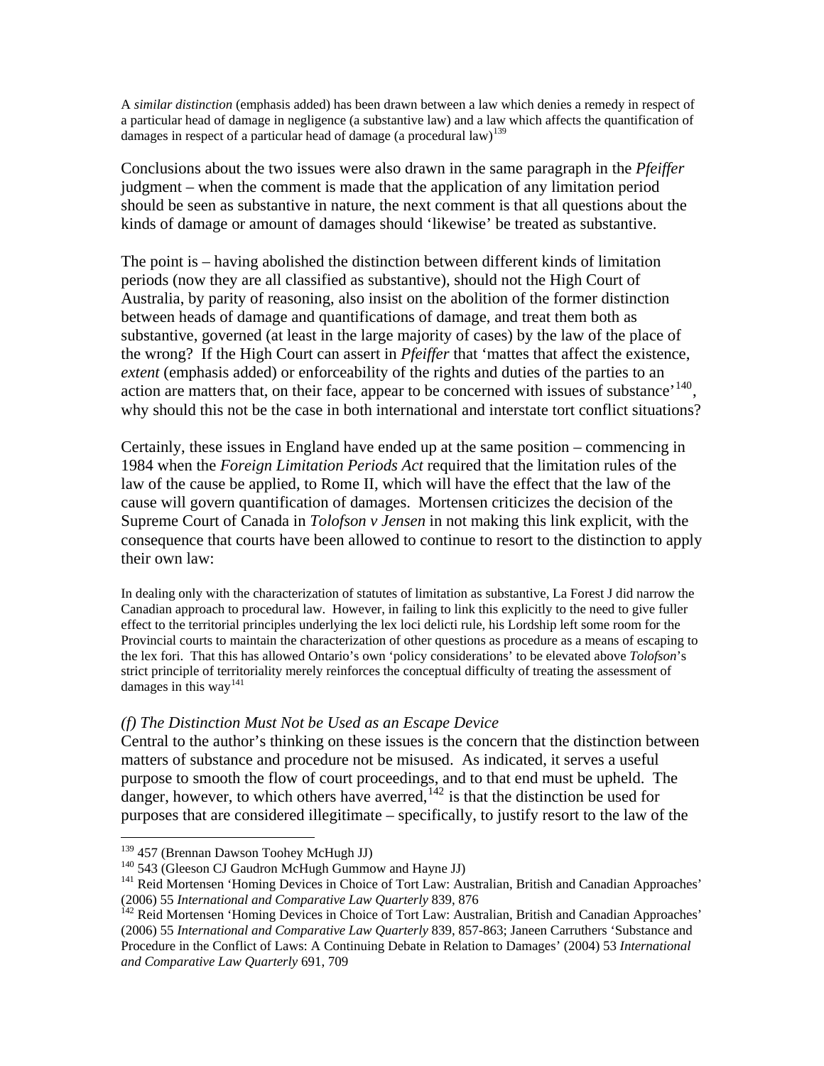A *similar distinction* (emphasis added) has been drawn between a law which denies a remedy in respect of a particular head of damage in negligence (a substantive law) and a law which affects the quantification of damages in respect of a particular head of damage (a procedural law)[139]

Conclusions about the two issues were also drawn in the same paragraph in the *Pfeiffer* judgment – when the comment is made that the application of any limitation period should be seen as substantive in nature, the next comment is that all questions about the kinds of damage or amount of damages should 'likewise' be treated as substantive.

The point is – having abolished the distinction between different kinds of limitation periods (now they are all classified as substantive), should not the High Court of Australia, by parity of reasoning, also insist on the abolition of the former distinction between heads of damage and quantifications of damage, and treat them both as substantive, governed (at least in the large majority of cases) by the law of the place of the wrong? If the High Court can assert in *Pfeiffer* that 'mattes that affect the existence, *extent* (emphasis added) or enforceability of the rights and duties of the parties to an action are matters that, on their face, appear to be concerned with issues of substance'[140], why should this not be the case in both international and interstate tort conflict situations?

Certainly, these issues in England have ended up at the same position – commencing in 1984 when the *Foreign Limitation Periods Act* required that the limitation rules of the law of the cause be applied, to Rome II, which will have the effect that the law of the cause will govern quantification of damages. Mortensen criticizes the decision of the Supreme Court of Canada in *Tolofson v Jensen* in not making this link explicit, with the consequence that courts have been allowed to continue to resort to the distinction to apply their own law:

In dealing only with the characterization of statutes of limitation as substantive, La Forest J did narrow the Canadian approach to procedural law. However, in failing to link this explicitly to the need to give fuller effect to the territorial principles underlying the lex loci delicti rule, his Lordship left some room for the Provincial courts to maintain the characterization of other questions as procedure as a means of escaping to the lex fori. That this has allowed Ontario's own 'policy considerations' to be elevated above *Tolofson*'s strict principle of territoriality merely reinforces the conceptual difficulty of treating the assessment of damages in this way[141]

### *(f) The Distinction Must Not be Used as an Escape Device*

Central to the author's thinking on these issues is the concern that the distinction between matters of substance and procedure not be misused. As indicated, it serves a useful purpose to smooth the flow of court proceedings, and to that end must be upheld. The danger, however, to which others have averred,[142] is that the distinction be used for purposes that are considered illegitimate – specifically, to justify resort to the law of the

---

[139] 457 (Brennan Dawson Toohey McHugh JJ)

[140] 543 (Gleeson CJ Gaudron McHugh Gummow and Hayne JJ)

[141] Reid Mortensen 'Homing Devices in Choice of Tort Law: Australian, British and Canadian Approaches' (2006) 55 *International and Comparative Law Quarterly* 839, 876

[142] Reid Mortensen 'Homing Devices in Choice of Tort Law: Australian, British and Canadian Approaches' (2006) 55 *International and Comparative Law Quarterly* 839, 857-863; Janeen Carruthers 'Substance and Procedure in the Conflict of Laws: A Continuing Debate in Relation to Damages' (2004) 53 *International and Comparative Law Quarterly* 691, 709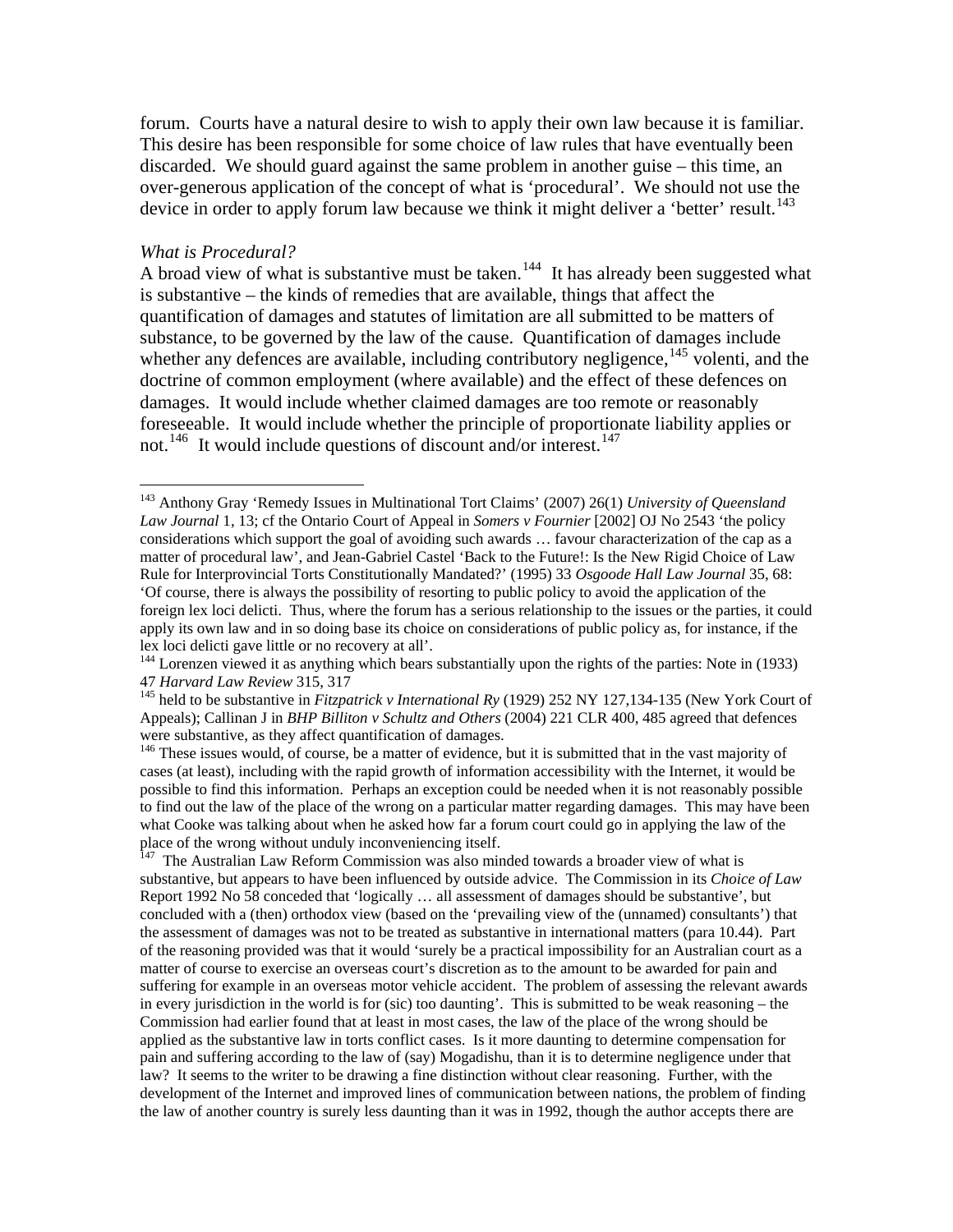forum. Courts have a natural desire to wish to apply their own law because it is familiar. This desire has been responsible for some choice of law rules that have eventually been discarded. We should guard against the same problem in another guise – this time, an over-generous application of the concept of what is 'procedural'. We should not use the device in order to apply forum law because we think it might deliver a 'better' result.[143]

*What is Procedural?*

A broad view of what is substantive must be taken.[144] It has already been suggested what is substantive – the kinds of remedies that are available, things that affect the quantification of damages and statutes of limitation are all submitted to be matters of substance, to be governed by the law of the cause. Quantification of damages include whether any defences are available, including contributory negligence,[145] volenti, and the doctrine of common employment (where available) and the effect of these defences on damages. It would include whether claimed damages are too remote or reasonably foreseeable. It would include whether the principle of proportionate liability applies or not.[146] It would include questions of discount and/or interest.[147]

---

[143] Anthony Gray 'Remedy Issues in Multinational Tort Claims' (2007) 26(1) *University of Queensland Law Journal* 1, 13; cf the Ontario Court of Appeal in *Somers v Fournier* [2002] OJ No 2543 'the policy considerations which support the goal of avoiding such awards … favour characterization of the cap as a matter of procedural law', and Jean-Gabriel Castel 'Back to the Future!: Is the New Rigid Choice of Law Rule for Interprovincial Torts Constitutionally Mandated?' (1995) 33 *Osgoode Hall Law Journal* 35, 68: 'Of course, there is always the possibility of resorting to public policy to avoid the application of the foreign lex loci delicti. Thus, where the forum has a serious relationship to the issues or the parties, it could apply its own law and in so doing base its choice on considerations of public policy as, for instance, if the lex loci delicti gave little or no recovery at all'.

[144] Lorenzen viewed it as anything which bears substantially upon the rights of the parties: Note in (1933) 47 *Harvard Law Review* 315, 317

[145] held to be substantive in *Fitzpatrick v International Ry* (1929) 252 NY 127,134-135 (New York Court of Appeals); Callinan J in *BHP Billiton v Schultz and Others* (2004) 221 CLR 400, 485 agreed that defences were substantive, as they affect quantification of damages.

[146] These issues would, of course, be a matter of evidence, but it is submitted that in the vast majority of cases (at least), including with the rapid growth of information accessibility with the Internet, it would be possible to find this information. Perhaps an exception could be needed when it is not reasonably possible to find out the law of the place of the wrong on a particular matter regarding damages. This may have been what Cooke was talking about when he asked how far a forum court could go in applying the law of the place of the wrong without unduly inconveniencing itself.

[147] The Australian Law Reform Commission was also minded towards a broader view of what is substantive, but appears to have been influenced by outside advice. The Commission in its *Choice of Law* Report 1992 No 58 conceded that 'logically … all assessment of damages should be substantive', but concluded with a (then) orthodox view (based on the 'prevailing view of the (unnamed) consultants') that the assessment of damages was not to be treated as substantive in international matters (para 10.44). Part of the reasoning provided was that it would 'surely be a practical impossibility for an Australian court as a matter of course to exercise an overseas court's discretion as to the amount to be awarded for pain and suffering for example in an overseas motor vehicle accident. The problem of assessing the relevant awards in every jurisdiction in the world is for (sic) too daunting'. This is submitted to be weak reasoning – the Commission had earlier found that at least in most cases, the law of the place of the wrong should be applied as the substantive law in torts conflict cases. Is it more daunting to determine compensation for pain and suffering according to the law of (say) Mogadishu, than it is to determine negligence under that law? It seems to the writer to be drawing a fine distinction without clear reasoning. Further, with the development of the Internet and improved lines of communication between nations, the problem of finding the law of another country is surely less daunting than it was in 1992, though the author accepts there are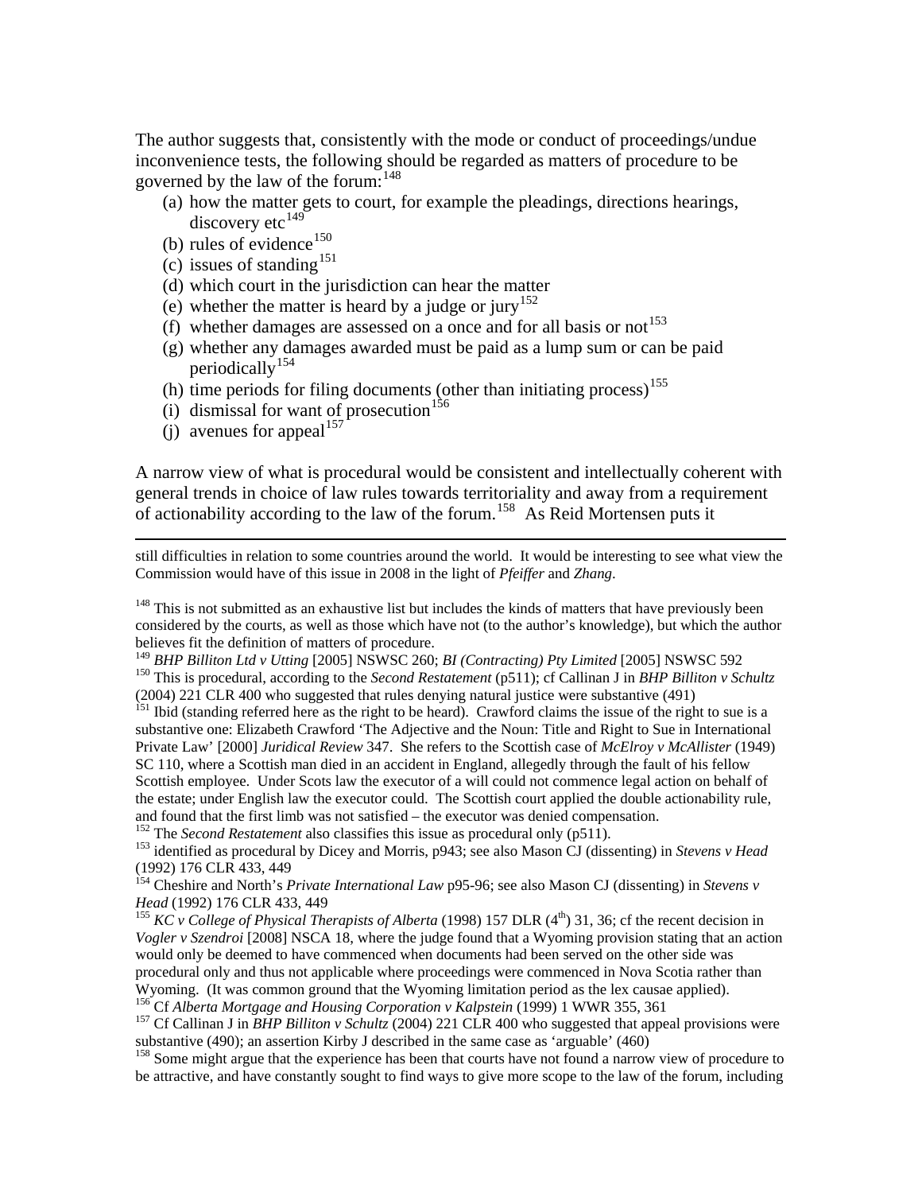The author suggests that, consistently with the mode or conduct of proceedings/undue inconvenience tests, the following should be regarded as matters of procedure to be governed by the law of the forum:[148]

(a) how the matter gets to court, for example the pleadings, directions hearings, discovery etc[149]
(b) rules of evidence[150]
(c) issues of standing[151]
(d) which court in the jurisdiction can hear the matter
(e) whether the matter is heard by a judge or jury[152]
(f) whether damages are assessed on a once and for all basis or not[153]
(g) whether any damages awarded must be paid as a lump sum or can be paid periodically[154]
(h) time periods for filing documents (other than initiating process)[155]
(i) dismissal for want of prosecution[156]
(j) avenues for appeal[157]

A narrow view of what is procedural would be consistent and intellectually coherent with general trends in choice of law rules towards territoriality and away from a requirement of actionability according to the law of the forum.[158] As Reid Mortensen puts it

---

still difficulties in relation to some countries around the world. It would be interesting to see what view the Commission would have of this issue in 2008 in the light of *Pfeiffer* and *Zhang*.

[148] This is not submitted as an exhaustive list but includes the kinds of matters that have previously been considered by the courts, as well as those which have not (to the author's knowledge), but which the author believes fit the definition of matters of procedure.

[149] *BHP Billiton Ltd v Utting* [2005] NSWSC 260; *BI (Contracting) Pty Limited* [2005] NSWSC 592

[150] This is procedural, according to the *Second Restatement* (p511); cf Callinan J in *BHP Billiton v Schultz* (2004) 221 CLR 400 who suggested that rules denying natural justice were substantive (491)

[151] Ibid (standing referred here as the right to be heard). Crawford claims the issue of the right to sue is a substantive one: Elizabeth Crawford 'The Adjective and the Noun: Title and Right to Sue in International Private Law' [2000] *Juridical Review* 347. She refers to the Scottish case of *McElroy v McAllister* (1949) SC 110, where a Scottish man died in an accident in England, allegedly through the fault of his fellow Scottish employee. Under Scots law the executor of a will could not commence legal action on behalf of the estate; under English law the executor could. The Scottish court applied the double actionability rule, and found that the first limb was not satisfied – the executor was denied compensation.

[152] The *Second Restatement* also classifies this issue as procedural only (p511).

[153] identified as procedural by Dicey and Morris, p943; see also Mason CJ (dissenting) in *Stevens v Head* (1992) 176 CLR 433, 449

[154] Cheshire and North's *Private International Law* p95-96; see also Mason CJ (dissenting) in *Stevens v Head* (1992) 176 CLR 433, 449

[155] *KC v College of Physical Therapists of Alberta* (1998) 157 DLR (4th) 31, 36; cf the recent decision in *Vogler v Szendroi* [2008] NSCA 18, where the judge found that a Wyoming provision stating that an action would only be deemed to have commenced when documents had been served on the other side was procedural only and thus not applicable where proceedings were commenced in Nova Scotia rather than Wyoming. (It was common ground that the Wyoming limitation period as the lex causae applied).

[156] Cf *Alberta Mortgage and Housing Corporation v Kalpstein* (1999) 1 WWR 355, 361

[157] Cf Callinan J in *BHP Billiton v Schultz* (2004) 221 CLR 400 who suggested that appeal provisions were substantive (490); an assertion Kirby J described in the same case as 'arguable' (460)

[158] Some might argue that the experience has been that courts have not found a narrow view of procedure to be attractive, and have constantly sought to find ways to give more scope to the law of the forum, including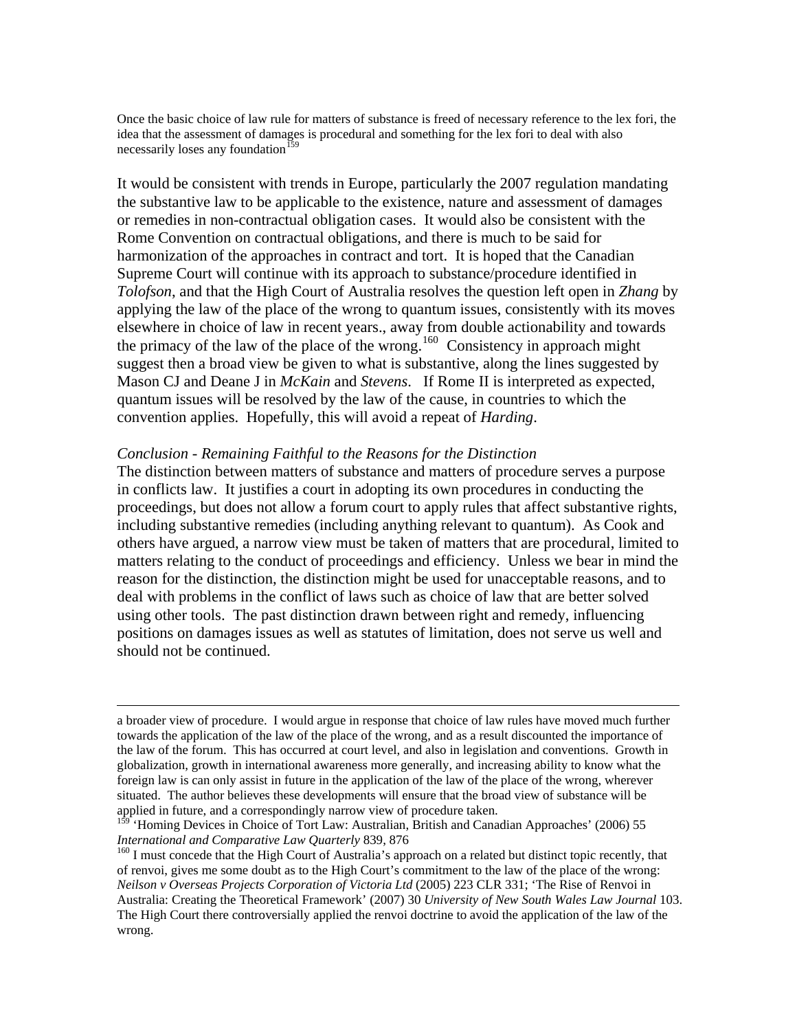Once the basic choice of law rule for matters of substance is freed of necessary reference to the lex fori, the idea that the assessment of damages is procedural and something for the lex fori to deal with also necessarily loses any foundation[159]

It would be consistent with trends in Europe, particularly the 2007 regulation mandating the substantive law to be applicable to the existence, nature and assessment of damages or remedies in non-contractual obligation cases. It would also be consistent with the Rome Convention on contractual obligations, and there is much to be said for harmonization of the approaches in contract and tort. It is hoped that the Canadian Supreme Court will continue with its approach to substance/procedure identified in *Tolofson*, and that the High Court of Australia resolves the question left open in *Zhang* by applying the law of the place of the wrong to quantum issues, consistently with its moves elsewhere in choice of law in recent years., away from double actionability and towards the primacy of the law of the place of the wrong.[160] Consistency in approach might suggest then a broad view be given to what is substantive, along the lines suggested by Mason CJ and Deane J in *McKain* and *Stevens*. If Rome II is interpreted as expected, quantum issues will be resolved by the law of the cause, in countries to which the convention applies. Hopefully, this will avoid a repeat of *Harding*.

*Conclusion - Remaining Faithful to the Reasons for the Distinction*

The distinction between matters of substance and matters of procedure serves a purpose in conflicts law. It justifies a court in adopting its own procedures in conducting the proceedings, but does not allow a forum court to apply rules that affect substantive rights, including substantive remedies (including anything relevant to quantum). As Cook and others have argued, a narrow view must be taken of matters that are procedural, limited to matters relating to the conduct of proceedings and efficiency. Unless we bear in mind the reason for the distinction, the distinction might be used for unacceptable reasons, and to deal with problems in the conflict of laws such as choice of law that are better solved using other tools. The past distinction drawn between right and remedy, influencing positions on damages issues as well as statutes of limitation, does not serve us well and should not be continued.

---

a broader view of procedure. I would argue in response that choice of law rules have moved much further towards the application of the law of the place of the wrong, and as a result discounted the importance of the law of the forum. This has occurred at court level, and also in legislation and conventions. Growth in globalization, growth in international awareness more generally, and increasing ability to know what the foreign law is can only assist in future in the application of the law of the place of the wrong, wherever situated. The author believes these developments will ensure that the broad view of substance will be applied in future, and a correspondingly narrow view of procedure taken.

[159] 'Homing Devices in Choice of Tort Law: Australian, British and Canadian Approaches' (2006) 55 *International and Comparative Law Quarterly* 839, 876

[160] I must concede that the High Court of Australia's approach on a related but distinct topic recently, that of renvoi, gives me some doubt as to the High Court's commitment to the law of the place of the wrong: *Neilson v Overseas Projects Corporation of Victoria Ltd* (2005) 223 CLR 331; 'The Rise of Renvoi in Australia: Creating the Theoretical Framework' (2007) 30 *University of New South Wales Law Journal* 103. The High Court there controversially applied the renvoi doctrine to avoid the application of the law of the wrong.